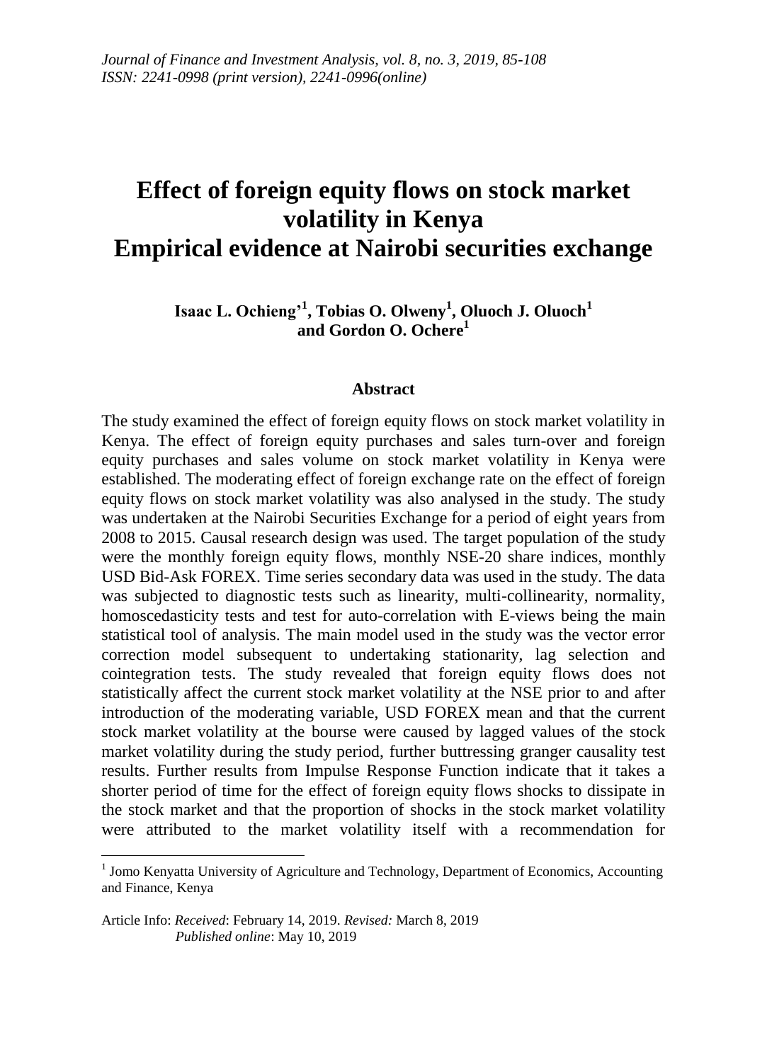*Journal of Finance and Investment Analysis, vol. 8, no. 3, 2019, 85-108*
*ISSN: 2241-0998 (print version), 2241-0996(online)*

# Effect of foreign equity flows on stock market volatility in Kenya
# Empirical evidence at Nairobi securities exchange

**Isaac L. Ochieng'[1], Tobias O. Olweny[1], Oluoch J. Oluoch[1] and Gordon O. Ochere[1]**

## Abstract

The study examined the effect of foreign equity flows on stock market volatility in Kenya. The effect of foreign equity purchases and sales turn-over and foreign equity purchases and sales volume on stock market volatility in Kenya were established. The moderating effect of foreign exchange rate on the effect of foreign equity flows on stock market volatility was also analysed in the study. The study was undertaken at the Nairobi Securities Exchange for a period of eight years from 2008 to 2015. Causal research design was used. The target population of the study were the monthly foreign equity flows, monthly NSE-20 share indices, monthly USD Bid-Ask FOREX. Time series secondary data was used in the study. The data was subjected to diagnostic tests such as linearity, multi-collinearity, normality, homoscedasticity tests and test for auto-correlation with E-views being the main statistical tool of analysis. The main model used in the study was the vector error correction model subsequent to undertaking stationarity, lag selection and cointegration tests. The study revealed that foreign equity flows does not statistically affect the current stock market volatility at the NSE prior to and after introduction of the moderating variable, USD FOREX mean and that the current stock market volatility at the bourse were caused by lagged values of the stock market volatility during the study period, further buttressing granger causality test results. Further results from Impulse Response Function indicate that it takes a shorter period of time for the effect of foreign equity flows shocks to dissipate in the stock market and that the proportion of shocks in the stock market volatility were attributed to the market volatility itself with a recommendation for

---

[1] Jomo Kenyatta University of Agriculture and Technology, Department of Economics, Accounting and Finance, Kenya

Article Info: *Received*: February 14, 2019. *Revised:* March 8, 2019
*Published online*: May 10, 2019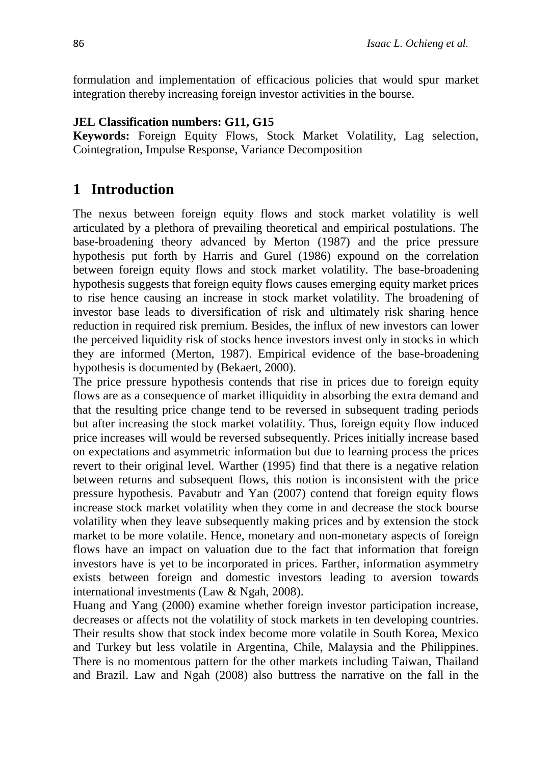formulation and implementation of efficacious policies that would spur market integration thereby increasing foreign investor activities in the bourse.

**JEL Classification numbers: G11, G15**

**Keywords:** Foreign Equity Flows, Stock Market Volatility, Lag selection, Cointegration, Impulse Response, Variance Decomposition

# 1 Introduction

The nexus between foreign equity flows and stock market volatility is well articulated by a plethora of prevailing theoretical and empirical postulations. The base-broadening theory advanced by Merton (1987) and the price pressure hypothesis put forth by Harris and Gurel (1986) expound on the correlation between foreign equity flows and stock market volatility. The base-broadening hypothesis suggests that foreign equity flows causes emerging equity market prices to rise hence causing an increase in stock market volatility. The broadening of investor base leads to diversification of risk and ultimately risk sharing hence reduction in required risk premium. Besides, the influx of new investors can lower the perceived liquidity risk of stocks hence investors invest only in stocks in which they are informed (Merton, 1987). Empirical evidence of the base-broadening hypothesis is documented by (Bekaert, 2000).

The price pressure hypothesis contends that rise in prices due to foreign equity flows are as a consequence of market illiquidity in absorbing the extra demand and that the resulting price change tend to be reversed in subsequent trading periods but after increasing the stock market volatility. Thus, foreign equity flow induced price increases will would be reversed subsequently. Prices initially increase based on expectations and asymmetric information but due to learning process the prices revert to their original level. Warther (1995) find that there is a negative relation between returns and subsequent flows, this notion is inconsistent with the price pressure hypothesis. Pavabutr and Yan (2007) contend that foreign equity flows increase stock market volatility when they come in and decrease the stock bourse volatility when they leave subsequently making prices and by extension the stock market to be more volatile. Hence, monetary and non-monetary aspects of foreign flows have an impact on valuation due to the fact that information that foreign investors have is yet to be incorporated in prices. Farther, information asymmetry exists between foreign and domestic investors leading to aversion towards international investments (Law & Ngah, 2008).

Huang and Yang (2000) examine whether foreign investor participation increase, decreases or affects not the volatility of stock markets in ten developing countries. Their results show that stock index become more volatile in South Korea, Mexico and Turkey but less volatile in Argentina, Chile, Malaysia and the Philippines. There is no momentous pattern for the other markets including Taiwan, Thailand and Brazil. Law and Ngah (2008) also buttress the narrative on the fall in the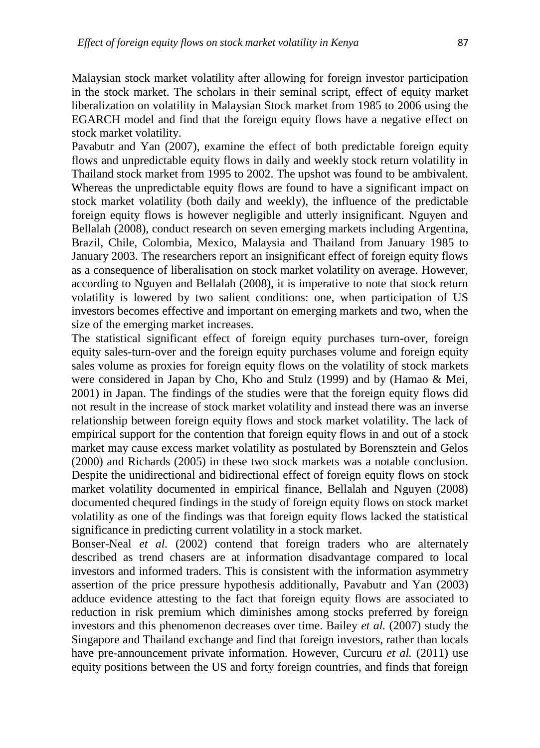Malaysian stock market volatility after allowing for foreign investor participation in the stock market. The scholars in their seminal script, effect of equity market liberalization on volatility in Malaysian Stock market from 1985 to 2006 using the EGARCH model and find that the foreign equity flows have a negative effect on stock market volatility.

Pavabutr and Yan (2007), examine the effect of both predictable foreign equity flows and unpredictable equity flows in daily and weekly stock return volatility in Thailand stock market from 1995 to 2002. The upshot was found to be ambivalent. Whereas the unpredictable equity flows are found to have a significant impact on stock market volatility (both daily and weekly), the influence of the predictable foreign equity flows is however negligible and utterly insignificant. Nguyen and Bellalah (2008), conduct research on seven emerging markets including Argentina, Brazil, Chile, Colombia, Mexico, Malaysia and Thailand from January 1985 to January 2003. The researchers report an insignificant effect of foreign equity flows as a consequence of liberalisation on stock market volatility on average. However, according to Nguyen and Bellalah (2008), it is imperative to note that stock return volatility is lowered by two salient conditions: one, when participation of US investors becomes effective and important on emerging markets and two, when the size of the emerging market increases.

The statistical significant effect of foreign equity purchases turn-over, foreign equity sales-turn-over and the foreign equity purchases volume and foreign equity sales volume as proxies for foreign equity flows on the volatility of stock markets were considered in Japan by Cho, Kho and Stulz (1999) and by (Hamao & Mei, 2001) in Japan. The findings of the studies were that the foreign equity flows did not result in the increase of stock market volatility and instead there was an inverse relationship between foreign equity flows and stock market volatility. The lack of empirical support for the contention that foreign equity flows in and out of a stock market may cause excess market volatility as postulated by Borensztein and Gelos (2000) and Richards (2005) in these two stock markets was a notable conclusion. Despite the unidirectional and bidirectional effect of foreign equity flows on stock market volatility documented in empirical finance, Bellalah and Nguyen (2008) documented chequred findings in the study of foreign equity flows on stock market volatility as one of the findings was that foreign equity flows lacked the statistical significance in predicting current volatility in a stock market.

Bonser-Neal *et al.* (2002) contend that foreign traders who are alternately described as trend chasers are at information disadvantage compared to local investors and informed traders. This is consistent with the information asymmetry assertion of the price pressure hypothesis additionally, Pavabutr and Yan (2003) adduce evidence attesting to the fact that foreign equity flows are associated to reduction in risk premium which diminishes among stocks preferred by foreign investors and this phenomenon decreases over time. Bailey *et al.* (2007) study the Singapore and Thailand exchange and find that foreign investors, rather than locals have pre-announcement private information. However, Curcuru *et al.* (2011) use equity positions between the US and forty foreign countries, and finds that foreign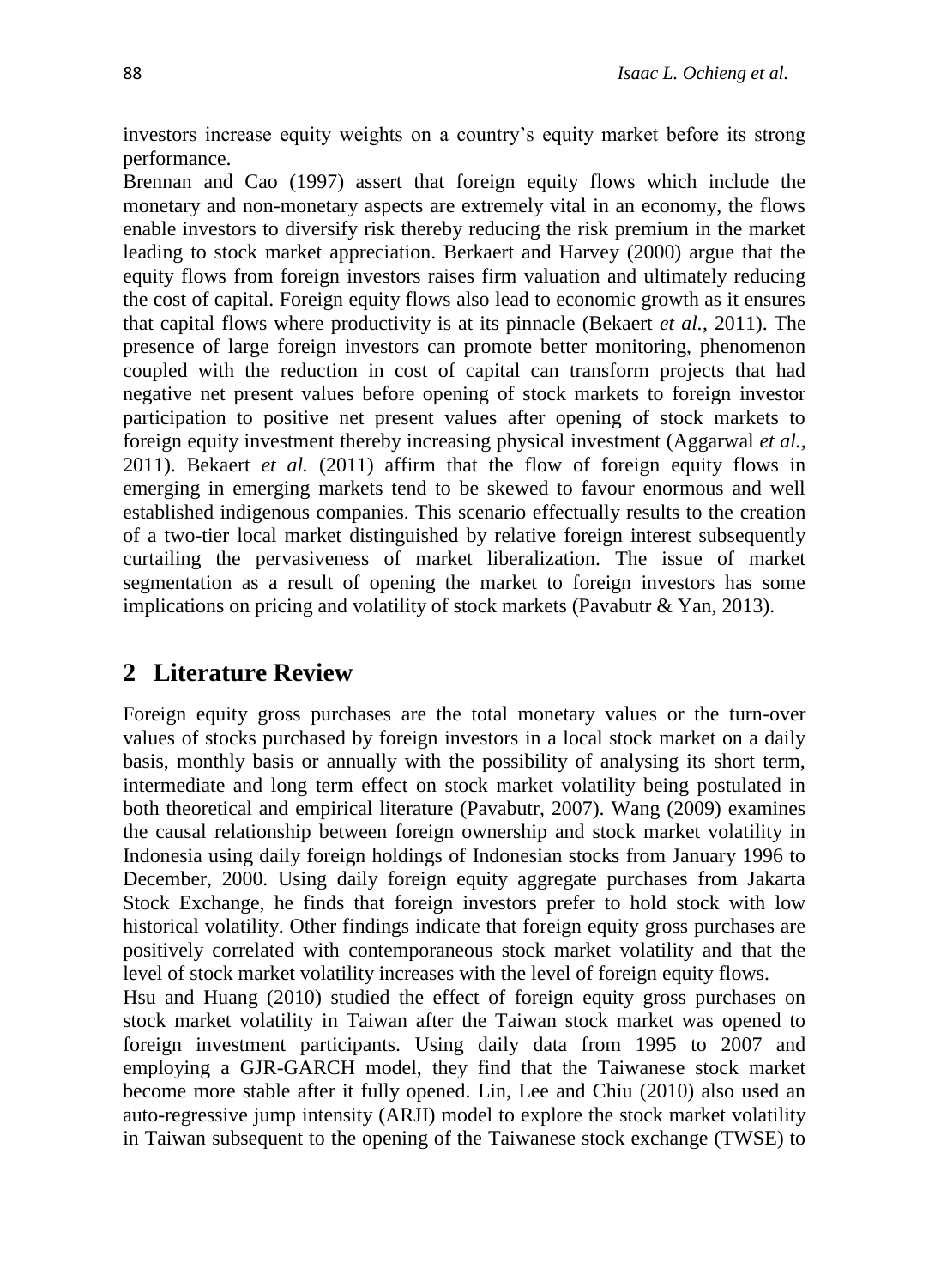investors increase equity weights on a country's equity market before its strong performance.

Brennan and Cao (1997) assert that foreign equity flows which include the monetary and non-monetary aspects are extremely vital in an economy, the flows enable investors to diversify risk thereby reducing the risk premium in the market leading to stock market appreciation. Berkaert and Harvey (2000) argue that the equity flows from foreign investors raises firm valuation and ultimately reducing the cost of capital. Foreign equity flows also lead to economic growth as it ensures that capital flows where productivity is at its pinnacle (Bekaert *et al.*, 2011). The presence of large foreign investors can promote better monitoring, phenomenon coupled with the reduction in cost of capital can transform projects that had negative net present values before opening of stock markets to foreign investor participation to positive net present values after opening of stock markets to foreign equity investment thereby increasing physical investment (Aggarwal *et al.*, 2011). Bekaert *et al.* (2011) affirm that the flow of foreign equity flows in emerging in emerging markets tend to be skewed to favour enormous and well established indigenous companies. This scenario effectually results to the creation of a two-tier local market distinguished by relative foreign interest subsequently curtailing the pervasiveness of market liberalization. The issue of market segmentation as a result of opening the market to foreign investors has some implications on pricing and volatility of stock markets (Pavabutr & Yan, 2013).

## 2 Literature Review

Foreign equity gross purchases are the total monetary values or the turn-over values of stocks purchased by foreign investors in a local stock market on a daily basis, monthly basis or annually with the possibility of analysing its short term, intermediate and long term effect on stock market volatility being postulated in both theoretical and empirical literature (Pavabutr, 2007). Wang (2009) examines the causal relationship between foreign ownership and stock market volatility in Indonesia using daily foreign holdings of Indonesian stocks from January 1996 to December, 2000. Using daily foreign equity aggregate purchases from Jakarta Stock Exchange, he finds that foreign investors prefer to hold stock with low historical volatility. Other findings indicate that foreign equity gross purchases are positively correlated with contemporaneous stock market volatility and that the level of stock market volatility increases with the level of foreign equity flows.

Hsu and Huang (2010) studied the effect of foreign equity gross purchases on stock market volatility in Taiwan after the Taiwan stock market was opened to foreign investment participants. Using daily data from 1995 to 2007 and employing a GJR-GARCH model, they find that the Taiwanese stock market become more stable after it fully opened. Lin, Lee and Chiu (2010) also used an auto-regressive jump intensity (ARJI) model to explore the stock market volatility in Taiwan subsequent to the opening of the Taiwanese stock exchange (TWSE) to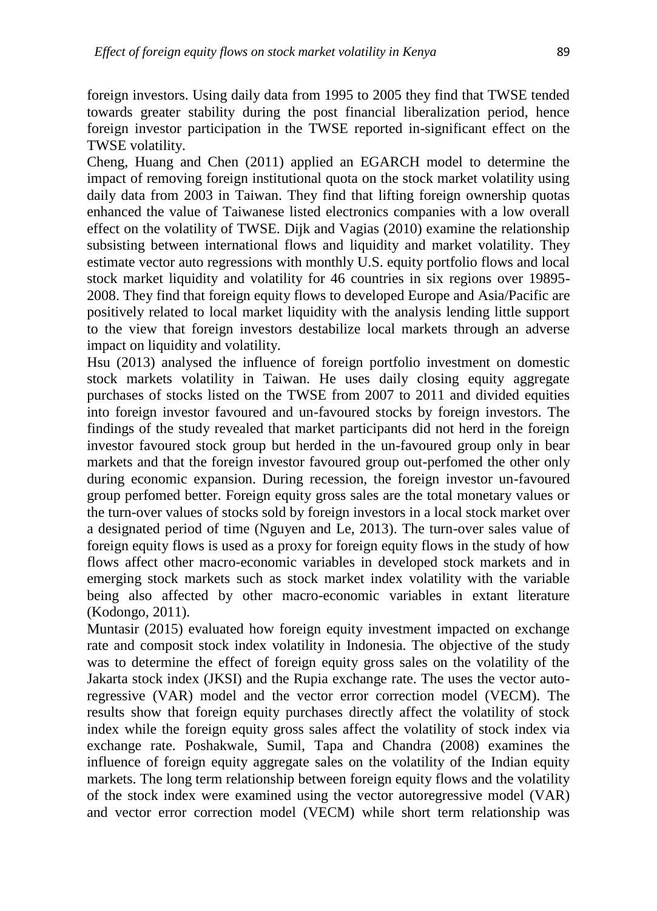foreign investors. Using daily data from 1995 to 2005 they find that TWSE tended towards greater stability during the post financial liberalization period, hence foreign investor participation in the TWSE reported in-significant effect on the TWSE volatility.

Cheng, Huang and Chen (2011) applied an EGARCH model to determine the impact of removing foreign institutional quota on the stock market volatility using daily data from 2003 in Taiwan. They find that lifting foreign ownership quotas enhanced the value of Taiwanese listed electronics companies with a low overall effect on the volatility of TWSE. Dijk and Vagias (2010) examine the relationship subsisting between international flows and liquidity and market volatility. They estimate vector auto regressions with monthly U.S. equity portfolio flows and local stock market liquidity and volatility for 46 countries in six regions over 19895-2008. They find that foreign equity flows to developed Europe and Asia/Pacific are positively related to local market liquidity with the analysis lending little support to the view that foreign investors destabilize local markets through an adverse impact on liquidity and volatility.

Hsu (2013) analysed the influence of foreign portfolio investment on domestic stock markets volatility in Taiwan. He uses daily closing equity aggregate purchases of stocks listed on the TWSE from 2007 to 2011 and divided equities into foreign investor favoured and un-favoured stocks by foreign investors. The findings of the study revealed that market participants did not herd in the foreign investor favoured stock group but herded in the un-favoured group only in bear markets and that the foreign investor favoured group out-perfomed the other only during economic expansion. During recession, the foreign investor un-favoured group perfomed better. Foreign equity gross sales are the total monetary values or the turn-over values of stocks sold by foreign investors in a local stock market over a designated period of time (Nguyen and Le, 2013). The turn-over sales value of foreign equity flows is used as a proxy for foreign equity flows in the study of how flows affect other macro-economic variables in developed stock markets and in emerging stock markets such as stock market index volatility with the variable being also affected by other macro-economic variables in extant literature (Kodongo, 2011).

Muntasir (2015) evaluated how foreign equity investment impacted on exchange rate and composit stock index volatility in Indonesia. The objective of the study was to determine the effect of foreign equity gross sales on the volatility of the Jakarta stock index (JKSI) and the Rupia exchange rate. The uses the vector auto-regressive (VAR) model and the vector error correction model (VECM). The results show that foreign equity purchases directly affect the volatility of stock index while the foreign equity gross sales affect the volatility of stock index via exchange rate. Poshakwale, Sumil, Tapa and Chandra (2008) examines the influence of foreign equity aggregate sales on the volatility of the Indian equity markets. The long term relationship between foreign equity flows and the volatility of the stock index were examined using the vector autoregressive model (VAR) and vector error correction model (VECM) while short term relationship was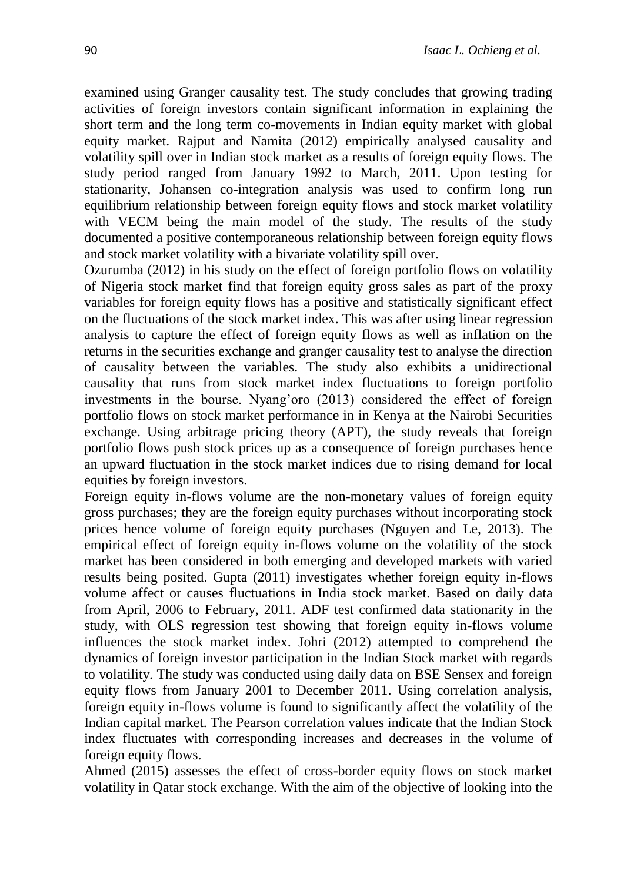examined using Granger causality test. The study concludes that growing trading activities of foreign investors contain significant information in explaining the short term and the long term co-movements in Indian equity market with global equity market. Rajput and Namita (2012) empirically analysed causality and volatility spill over in Indian stock market as a results of foreign equity flows. The study period ranged from January 1992 to March, 2011. Upon testing for stationarity, Johansen co-integration analysis was used to confirm long run equilibrium relationship between foreign equity flows and stock market volatility with VECM being the main model of the study. The results of the study documented a positive contemporaneous relationship between foreign equity flows and stock market volatility with a bivariate volatility spill over.

Ozurumba (2012) in his study on the effect of foreign portfolio flows on volatility of Nigeria stock market find that foreign equity gross sales as part of the proxy variables for foreign equity flows has a positive and statistically significant effect on the fluctuations of the stock market index. This was after using linear regression analysis to capture the effect of foreign equity flows as well as inflation on the returns in the securities exchange and granger causality test to analyse the direction of causality between the variables. The study also exhibits a unidirectional causality that runs from stock market index fluctuations to foreign portfolio investments in the bourse. Nyang'oro (2013) considered the effect of foreign portfolio flows on stock market performance in in Kenya at the Nairobi Securities exchange. Using arbitrage pricing theory (APT), the study reveals that foreign portfolio flows push stock prices up as a consequence of foreign purchases hence an upward fluctuation in the stock market indices due to rising demand for local equities by foreign investors.

Foreign equity in-flows volume are the non-monetary values of foreign equity gross purchases; they are the foreign equity purchases without incorporating stock prices hence volume of foreign equity purchases (Nguyen and Le, 2013). The empirical effect of foreign equity in-flows volume on the volatility of the stock market has been considered in both emerging and developed markets with varied results being posited. Gupta (2011) investigates whether foreign equity in-flows volume affect or causes fluctuations in India stock market. Based on daily data from April, 2006 to February, 2011. ADF test confirmed data stationarity in the study, with OLS regression test showing that foreign equity in-flows volume influences the stock market index. Johri (2012) attempted to comprehend the dynamics of foreign investor participation in the Indian Stock market with regards to volatility. The study was conducted using daily data on BSE Sensex and foreign equity flows from January 2001 to December 2011. Using correlation analysis, foreign equity in-flows volume is found to significantly affect the volatility of the Indian capital market. The Pearson correlation values indicate that the Indian Stock index fluctuates with corresponding increases and decreases in the volume of foreign equity flows.

Ahmed (2015) assesses the effect of cross-border equity flows on stock market volatility in Qatar stock exchange. With the aim of the objective of looking into the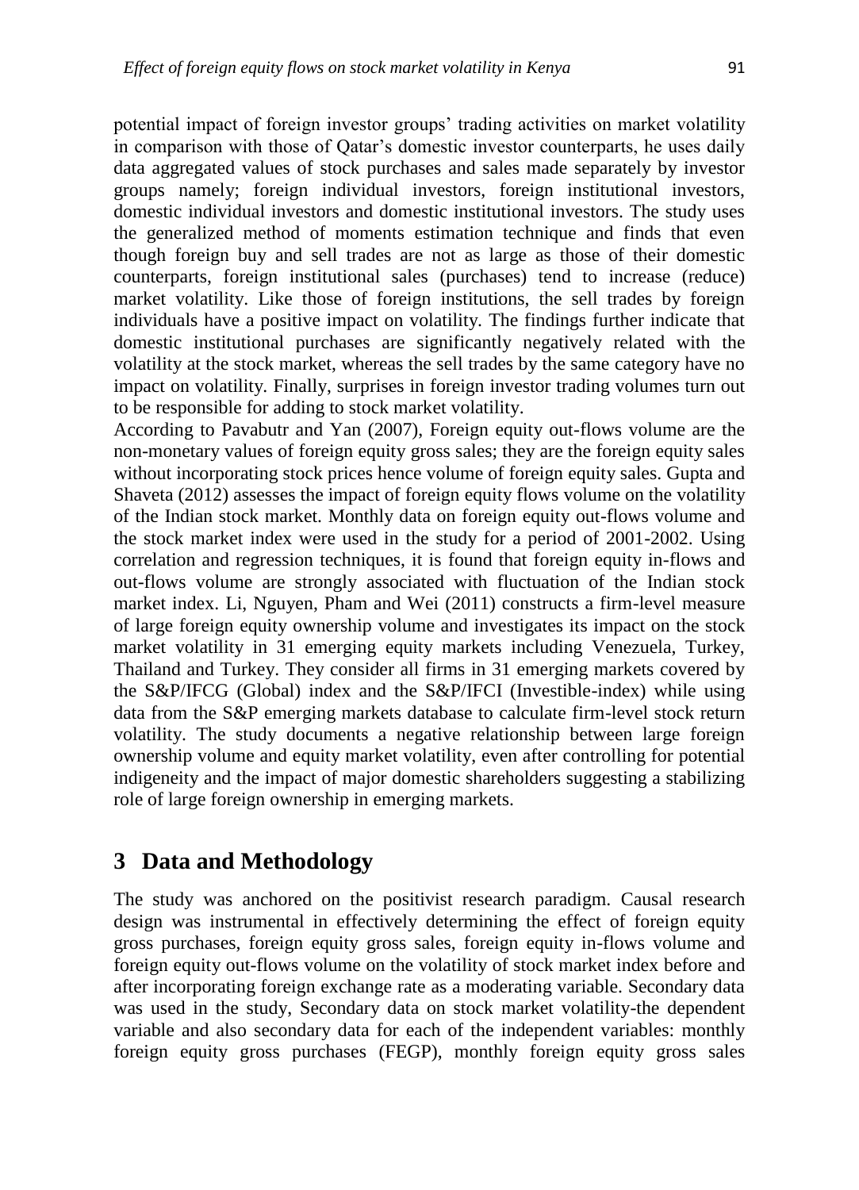potential impact of foreign investor groups' trading activities on market volatility in comparison with those of Qatar's domestic investor counterparts, he uses daily data aggregated values of stock purchases and sales made separately by investor groups namely; foreign individual investors, foreign institutional investors, domestic individual investors and domestic institutional investors. The study uses the generalized method of moments estimation technique and finds that even though foreign buy and sell trades are not as large as those of their domestic counterparts, foreign institutional sales (purchases) tend to increase (reduce) market volatility. Like those of foreign institutions, the sell trades by foreign individuals have a positive impact on volatility. The findings further indicate that domestic institutional purchases are significantly negatively related with the volatility at the stock market, whereas the sell trades by the same category have no impact on volatility. Finally, surprises in foreign investor trading volumes turn out to be responsible for adding to stock market volatility.

According to Pavabutr and Yan (2007), Foreign equity out-flows volume are the non-monetary values of foreign equity gross sales; they are the foreign equity sales without incorporating stock prices hence volume of foreign equity sales. Gupta and Shaveta (2012) assesses the impact of foreign equity flows volume on the volatility of the Indian stock market. Monthly data on foreign equity out-flows volume and the stock market index were used in the study for a period of 2001-2002. Using correlation and regression techniques, it is found that foreign equity in-flows and out-flows volume are strongly associated with fluctuation of the Indian stock market index. Li, Nguyen, Pham and Wei (2011) constructs a firm-level measure of large foreign equity ownership volume and investigates its impact on the stock market volatility in 31 emerging equity markets including Venezuela, Turkey, Thailand and Turkey. They consider all firms in 31 emerging markets covered by the S&P/IFCG (Global) index and the S&P/IFCI (Investible-index) while using data from the S&P emerging markets database to calculate firm-level stock return volatility. The study documents a negative relationship between large foreign ownership volume and equity market volatility, even after controlling for potential indigeneity and the impact of major domestic shareholders suggesting a stabilizing role of large foreign ownership in emerging markets.

## 3 Data and Methodology

The study was anchored on the positivist research paradigm. Causal research design was instrumental in effectively determining the effect of foreign equity gross purchases, foreign equity gross sales, foreign equity in-flows volume and foreign equity out-flows volume on the volatility of stock market index before and after incorporating foreign exchange rate as a moderating variable. Secondary data was used in the study, Secondary data on stock market volatility-the dependent variable and also secondary data for each of the independent variables: monthly foreign equity gross purchases (FEGP), monthly foreign equity gross sales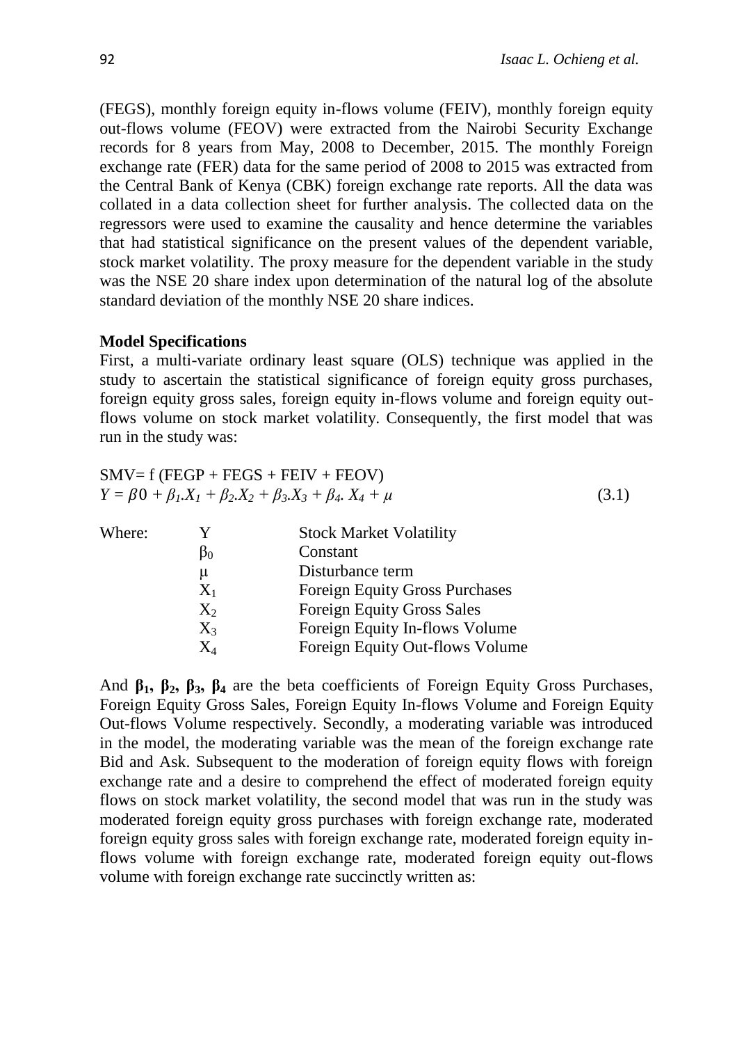(FEGS), monthly foreign equity in-flows volume (FEIV), monthly foreign equity out-flows volume (FEOV) were extracted from the Nairobi Security Exchange records for 8 years from May, 2008 to December, 2015. The monthly Foreign exchange rate (FER) data for the same period of 2008 to 2015 was extracted from the Central Bank of Kenya (CBK) foreign exchange rate reports. All the data was collated in a data collection sheet for further analysis. The collected data on the regressors were used to examine the causality and hence determine the variables that had statistical significance on the present values of the dependent variable, stock market volatility. The proxy measure for the dependent variable in the study was the NSE 20 share index upon determination of the natural log of the absolute standard deviation of the monthly NSE 20 share indices.

**Model Specifications**

First, a multi-variate ordinary least square (OLS) technique was applied in the study to ascertain the statistical significance of foreign equity gross purchases, foreign equity gross sales, foreign equity in-flows volume and foreign equity out-flows volume on stock market volatility. Consequently, the first model that was run in the study was:

SMV= f (FEGP + FEGS + FEIV + FEOV)

$$Y = \beta 0 + \beta_1.X_1 + \beta_2.X_2 + \beta_3.X_3 + \beta_4.X_4 + \mu \tag{3.1}$$

Where:

| | |
|---|---|
| $Y$ | Stock Market Volatility |
| $\beta_0$ | Constant |
| $\mu$ | Disturbance term |
| $X_1$ | Foreign Equity Gross Purchases |
| $X_2$ | Foreign Equity Gross Sales |
| $X_3$ | Foreign Equity In-flows Volume |
| $X_4$ | Foreign Equity Out-flows Volume |

And $\beta_1$**,** $\beta_2$**,** $\beta_3$**,** $\beta_4$ are the beta coefficients of Foreign Equity Gross Purchases, Foreign Equity Gross Sales, Foreign Equity In-flows Volume and Foreign Equity Out-flows Volume respectively. Secondly, a moderating variable was introduced in the model, the moderating variable was the mean of the foreign exchange rate Bid and Ask. Subsequent to the moderation of foreign equity flows with foreign exchange rate and a desire to comprehend the effect of moderated foreign equity flows on stock market volatility, the second model that was run in the study was moderated foreign equity gross purchases with foreign exchange rate, moderated foreign equity gross sales with foreign exchange rate, moderated foreign equity in-flows volume with foreign exchange rate, moderated foreign equity out-flows volume with foreign exchange rate succinctly written as: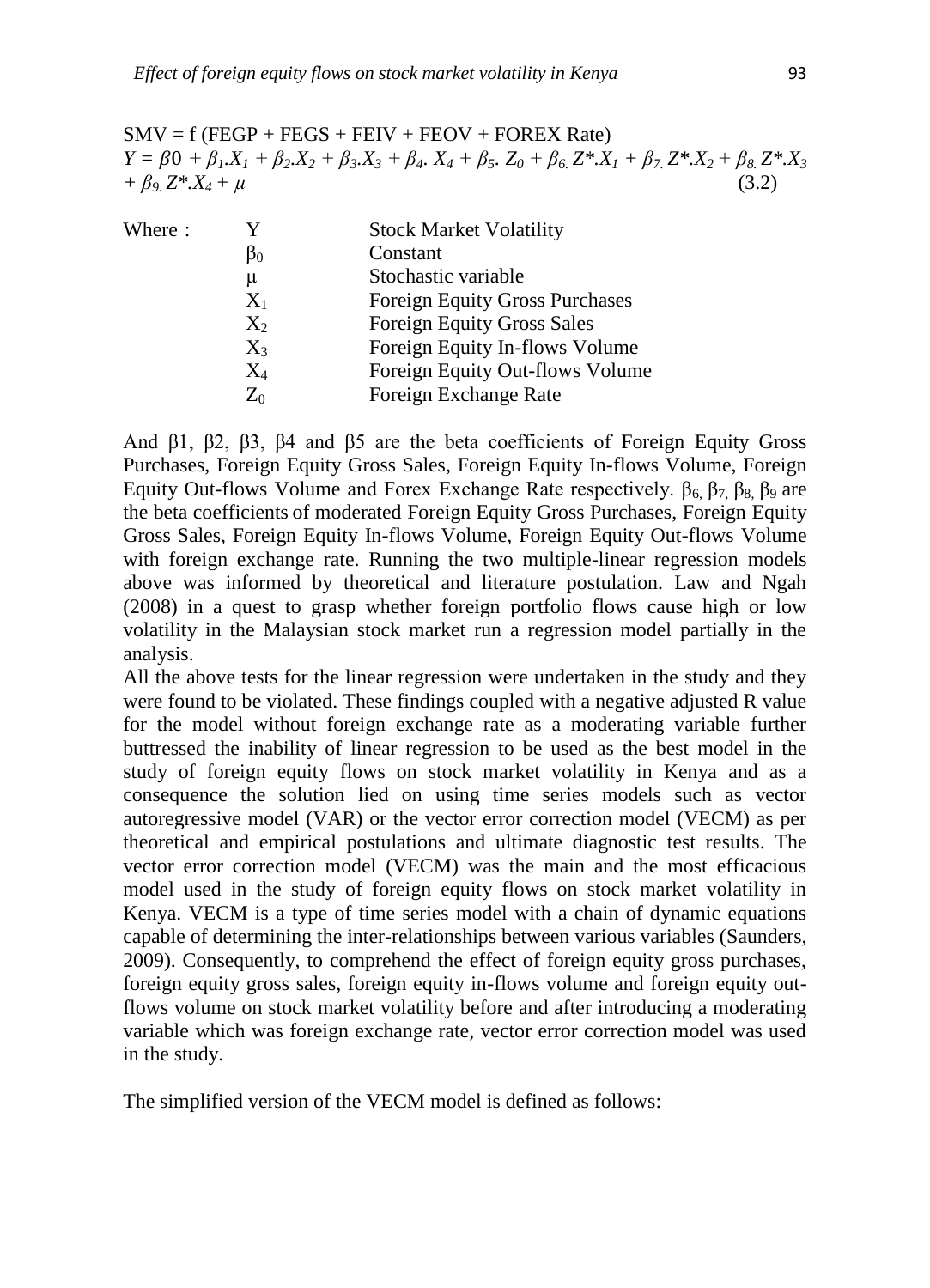SMV = f (FEGP + FEGS + FEIV + FEOV + FOREX Rate)

$$Y = \beta 0 + \beta_1 . X_1 + \beta_2 . X_2 + \beta_3 . X_3 + \beta_4 . X_4 + \beta_5 . Z_0 + \beta_6 . Z^* . X_1 + \beta_7 . Z^* . X_2 + \beta_8 . Z^* . X_3 + \beta_9 . Z^* . X_4 + \mu \quad (3.2)$$

Where :

| | |
|---|---|
| $Y$ | Stock Market Volatility |
| $\beta_0$ | Constant |
| $\mu$ | Stochastic variable |
| $X_1$ | Foreign Equity Gross Purchases |
| $X_2$ | Foreign Equity Gross Sales |
| $X_3$ | Foreign Equity In-flows Volume |
| $X_4$ | Foreign Equity Out-flows Volume |
| $Z_0$ | Foreign Exchange Rate |

And β1, β2, β3, β4 and β5 are the beta coefficients of Foreign Equity Gross Purchases, Foreign Equity Gross Sales, Foreign Equity In-flows Volume, Foreign Equity Out-flows Volume and Forex Exchange Rate respectively. $\beta_6, \beta_7, \beta_8, \beta_9$ are the beta coefficients of moderated Foreign Equity Gross Purchases, Foreign Equity Gross Sales, Foreign Equity In-flows Volume, Foreign Equity Out-flows Volume with foreign exchange rate. Running the two multiple-linear regression models above was informed by theoretical and literature postulation. Law and Ngah (2008) in a quest to grasp whether foreign portfolio flows cause high or low volatility in the Malaysian stock market run a regression model partially in the analysis.

All the above tests for the linear regression were undertaken in the study and they were found to be violated. These findings coupled with a negative adjusted R value for the model without foreign exchange rate as a moderating variable further buttressed the inability of linear regression to be used as the best model in the study of foreign equity flows on stock market volatility in Kenya and as a consequence the solution lied on using time series models such as vector autoregressive model (VAR) or the vector error correction model (VECM) as per theoretical and empirical postulations and ultimate diagnostic test results. The vector error correction model (VECM) was the main and the most efficacious model used in the study of foreign equity flows on stock market volatility in Kenya. VECM is a type of time series model with a chain of dynamic equations capable of determining the inter-relationships between various variables (Saunders, 2009). Consequently, to comprehend the effect of foreign equity gross purchases, foreign equity gross sales, foreign equity in-flows volume and foreign equity out-flows volume on stock market volatility before and after introducing a moderating variable which was foreign exchange rate, vector error correction model was used in the study.

The simplified version of the VECM model is defined as follows: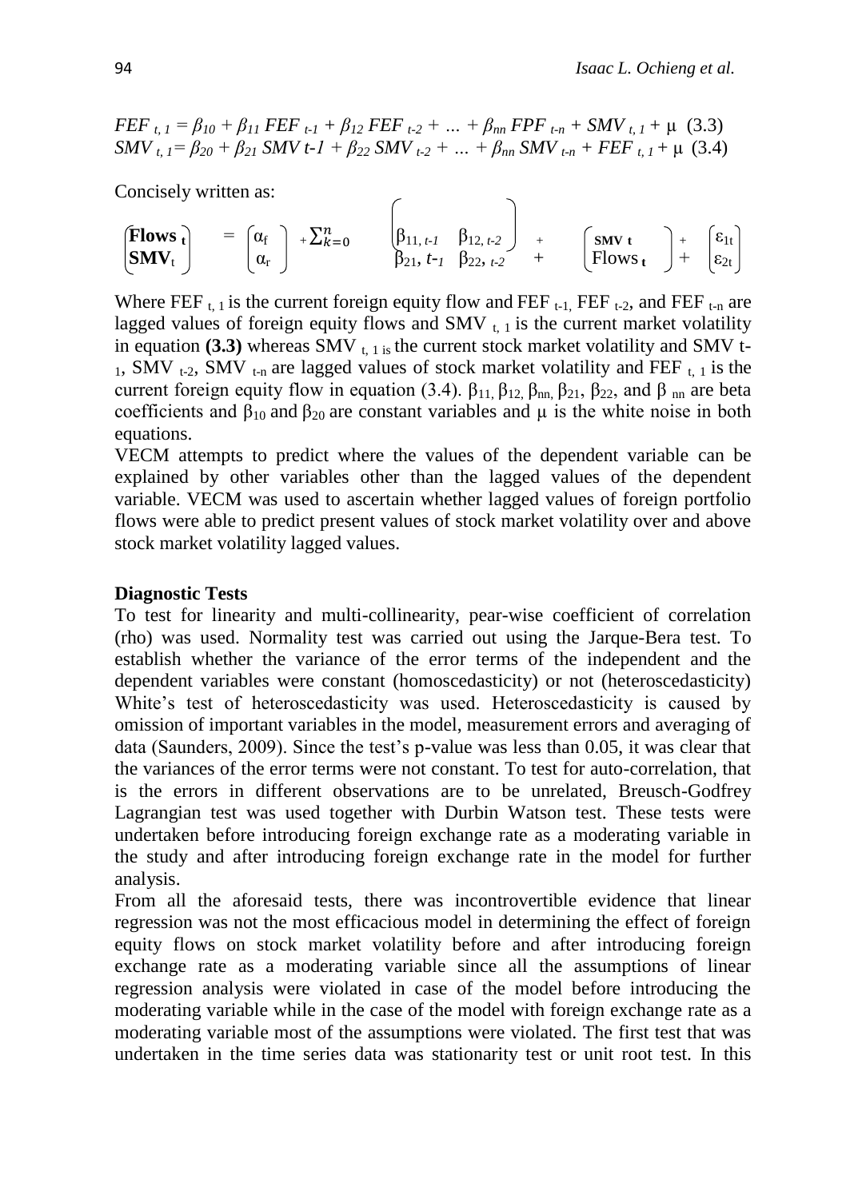$$FEF_{t,1} = \beta_{10} + \beta_{11} FEF_{t-1} + \beta_{12} FEF_{t-2} + \ldots + \beta_{nn} FPF_{t-n} + SMV_{t,1} + \mu \quad (3.3)$$

$$SMV_{t,1} = \beta_{20} + \beta_{21} SMV\, t\text{-}1 + \beta_{22} SMV_{t-2} + \ldots + \beta_{nn} SMV_{t-n} + FEF_{t,1} + \mu \quad (3.4)$$

Concisely written as:

$$\begin{pmatrix} \textbf{Flows}_{\textbf{t}} \\ \textbf{SMV}_t \end{pmatrix} = \begin{pmatrix} \alpha_f \\ \alpha_r \end{pmatrix} + \sum_{k=0}^{n} \begin{pmatrix} \beta_{11,\,t-1} & \beta_{12,\,t-2} \\ \beta_{21},\, t\text{-}_1 & \beta_{22,\,t-2} \end{pmatrix} + \begin{pmatrix} \textbf{SMV t} \\ \text{Flows}_{\textbf{t}} \end{pmatrix} + \begin{pmatrix} \varepsilon_{1t} \\ \varepsilon_{2t} \end{pmatrix}$$

Where $FEF_{t,1}$ is the current foreign equity flow and $FEF_{t-1}$, $FEF_{t-2}$, and $FEF_{t-n}$ are lagged values of foreign equity flows and $SMV_{t,1}$ is the current market volatility in equation **(3.3)** whereas $SMV_{t,1}$ is the current stock market volatility and SMV $t\text{-}_1$, $SMV_{t-2}$, $SMV_{t-n}$ are lagged values of stock market volatility and $FEF_{t,1}$ is the current foreign equity flow in equation (3.4). $\beta_{11}$, $\beta_{12}$, $\beta_{nn}$, $\beta_{21}$, $\beta_{22}$, and $\beta_{nn}$ are beta coefficients and $\beta_{10}$ and $\beta_{20}$ are constant variables and $\mu$ is the white noise in both equations.

VECM attempts to predict where the values of the dependent variable can be explained by other variables other than the lagged values of the dependent variable. VECM was used to ascertain whether lagged values of foreign portfolio flows were able to predict present values of stock market volatility over and above stock market volatility lagged values.

**Diagnostic Tests**

To test for linearity and multi-collinearity, pear-wise coefficient of correlation (rho) was used. Normality test was carried out using the Jarque-Bera test. To establish whether the variance of the error terms of the independent and the dependent variables were constant (homoscedasticity) or not (heteroscedasticity) White's test of heteroscedasticity was used. Heteroscedasticity is caused by omission of important variables in the model, measurement errors and averaging of data (Saunders, 2009). Since the test's p-value was less than 0.05, it was clear that the variances of the error terms were not constant. To test for auto-correlation, that is the errors in different observations are to be unrelated, Breusch-Godfrey Lagrangian test was used together with Durbin Watson test. These tests were undertaken before introducing foreign exchange rate as a moderating variable in the study and after introducing foreign exchange rate in the model for further analysis.

From all the aforesaid tests, there was incontrovertible evidence that linear regression was not the most efficacious model in determining the effect of foreign equity flows on stock market volatility before and after introducing foreign exchange rate as a moderating variable since all the assumptions of linear regression analysis were violated in case of the model before introducing the moderating variable while in the case of the model with foreign exchange rate as a moderating variable most of the assumptions were violated. The first test that was undertaken in the time series data was stationarity test or unit root test. In this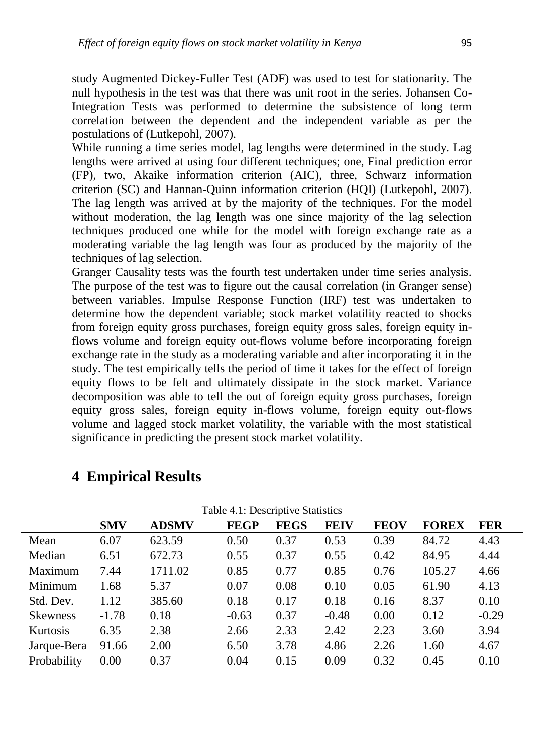study Augmented Dickey-Fuller Test (ADF) was used to test for stationarity. The null hypothesis in the test was that there was unit root in the series. Johansen Co-Integration Tests was performed to determine the subsistence of long term correlation between the dependent and the independent variable as per the postulations of (Lutkepohl, 2007).

While running a time series model, lag lengths were determined in the study. Lag lengths were arrived at using four different techniques; one, Final prediction error (FP), two, Akaike information criterion (AIC), three, Schwarz information criterion (SC) and Hannan-Quinn information criterion (HQI) (Lutkepohl, 2007). The lag length was arrived at by the majority of the techniques. For the model without moderation, the lag length was one since majority of the lag selection techniques produced one while for the model with foreign exchange rate as a moderating variable the lag length was four as produced by the majority of the techniques of lag selection.

Granger Causality tests was the fourth test undertaken under time series analysis. The purpose of the test was to figure out the causal correlation (in Granger sense) between variables. Impulse Response Function (IRF) test was undertaken to determine how the dependent variable; stock market volatility reacted to shocks from foreign equity gross purchases, foreign equity gross sales, foreign equity in-flows volume and foreign equity out-flows volume before incorporating foreign exchange rate in the study as a moderating variable and after incorporating it in the study. The test empirically tells the period of time it takes for the effect of foreign equity flows to be felt and ultimately dissipate in the stock market. Variance decomposition was able to tell the out of foreign equity gross purchases, foreign equity gross sales, foreign equity in-flows volume, foreign equity out-flows volume and lagged stock market volatility, the variable with the most statistical significance in predicting the present stock market volatility.

# 4 Empirical Results

Table 4.1: Descriptive Statistics

| | **SMV** | **ADSMV** | **FEGP** | **FEGS** | **FEIV** | **FEOV** | **FOREX** | **FER** |
|---|---|---|---|---|---|---|---|---|
| Mean | 6.07 | 623.59 | 0.50 | 0.37 | 0.53 | 0.39 | 84.72 | 4.43 |
| Median | 6.51 | 672.73 | 0.55 | 0.37 | 0.55 | 0.42 | 84.95 | 4.44 |
| Maximum | 7.44 | 1711.02 | 0.85 | 0.77 | 0.85 | 0.76 | 105.27 | 4.66 |
| Minimum | 1.68 | 5.37 | 0.07 | 0.08 | 0.10 | 0.05 | 61.90 | 4.13 |
| Std. Dev. | 1.12 | 385.60 | 0.18 | 0.17 | 0.18 | 0.16 | 8.37 | 0.10 |
| Skewness | -1.78 | 0.18 | -0.63 | 0.37 | -0.48 | 0.00 | 0.12 | -0.29 |
| Kurtosis | 6.35 | 2.38 | 2.66 | 2.33 | 2.42 | 2.23 | 3.60 | 3.94 |
| Jarque-Bera | 91.66 | 2.00 | 6.50 | 3.78 | 4.86 | 2.26 | 1.60 | 4.67 |
| Probability | 0.00 | 0.37 | 0.04 | 0.15 | 0.09 | 0.32 | 0.45 | 0.10 |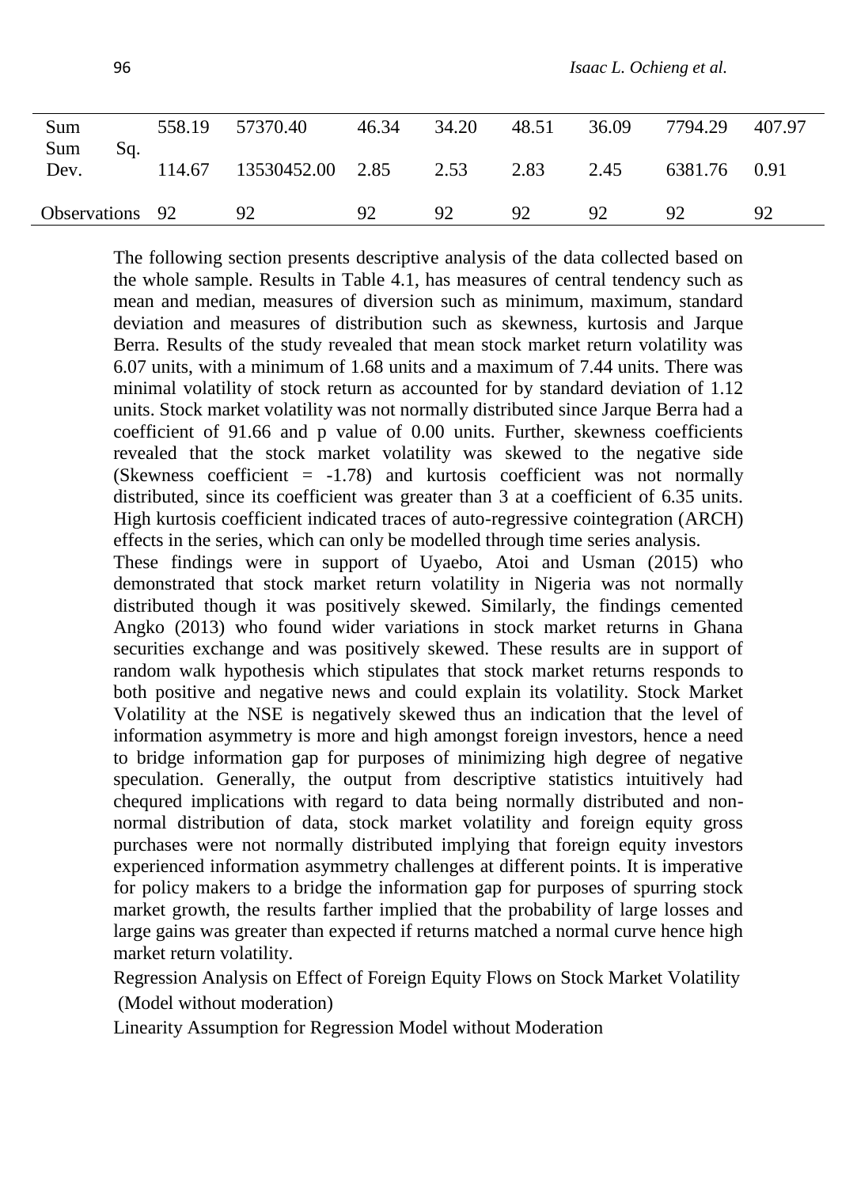| | | | | | | | | |
|---|---|---|---|---|---|---|---|---|
| Sum | 558.19 | 57370.40 | 46.34 | 34.20 | 48.51 | 36.09 | 7794.29 | 407.97 |
| Sum Sq. Dev. | 114.67 | 13530452.00 | 2.85 | 2.53 | 2.83 | 2.45 | 6381.76 | 0.91 |
| Observations | 92 | 92 | 92 | 92 | 92 | 92 | 92 | 92 |

The following section presents descriptive analysis of the data collected based on the whole sample. Results in Table 4.1, has measures of central tendency such as mean and median, measures of diversion such as minimum, maximum, standard deviation and measures of distribution such as skewness, kurtosis and Jarque Berra. Results of the study revealed that mean stock market return volatility was 6.07 units, with a minimum of 1.68 units and a maximum of 7.44 units. There was minimal volatility of stock return as accounted for by standard deviation of 1.12 units. Stock market volatility was not normally distributed since Jarque Berra had a coefficient of 91.66 and p value of 0.00 units. Further, skewness coefficients revealed that the stock market volatility was skewed to the negative side (Skewness coefficient = -1.78) and kurtosis coefficient was not normally distributed, since its coefficient was greater than 3 at a coefficient of 6.35 units. High kurtosis coefficient indicated traces of auto-regressive cointegration (ARCH) effects in the series, which can only be modelled through time series analysis.

These findings were in support of Uyaebo, Atoi and Usman (2015) who demonstrated that stock market return volatility in Nigeria was not normally distributed though it was positively skewed. Similarly, the findings cemented Angko (2013) who found wider variations in stock market returns in Ghana securities exchange and was positively skewed. These results are in support of random walk hypothesis which stipulates that stock market returns responds to both positive and negative news and could explain its volatility. Stock Market Volatility at the NSE is negatively skewed thus an indication that the level of information asymmetry is more and high amongst foreign investors, hence a need to bridge information gap for purposes of minimizing high degree of negative speculation. Generally, the output from descriptive statistics intuitively had chequred implications with regard to data being normally distributed and non-normal distribution of data, stock market volatility and foreign equity gross purchases were not normally distributed implying that foreign equity investors experienced information asymmetry challenges at different points. It is imperative for policy makers to a bridge the information gap for purposes of spurring stock market growth, the results farther implied that the probability of large losses and large gains was greater than expected if returns matched a normal curve hence high market return volatility.

Regression Analysis on Effect of Foreign Equity Flows on Stock Market Volatility (Model without moderation)

Linearity Assumption for Regression Model without Moderation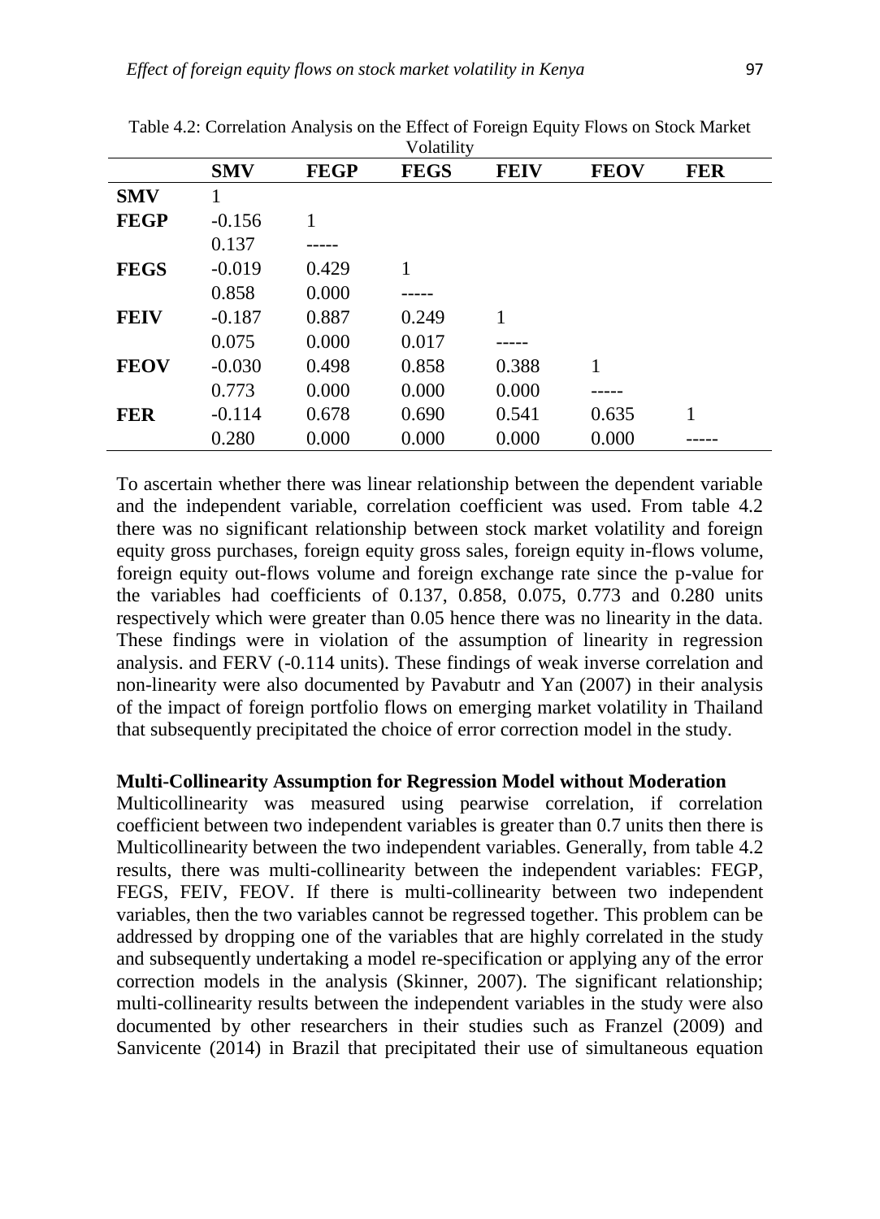Table 4.2: Correlation Analysis on the Effect of Foreign Equity Flows on Stock Market Volatility

| | SMV | FEGP | FEGS | FEIV | FEOV | FER |
|---|---|---|---|---|---|---|
| **SMV** | 1 | | | | | |
| **FEGP** | -0.156 | 1 | | | | |
| | 0.137 | ----- | | | | |
| **FEGS** | -0.019 | 0.429 | 1 | | | |
| | 0.858 | 0.000 | ----- | | | |
| **FEIV** | -0.187 | 0.887 | 0.249 | 1 | | |
| | 0.075 | 0.000 | 0.017 | ----- | | |
| **FEOV** | -0.030 | 0.498 | 0.858 | 0.388 | 1 | |
| | 0.773 | 0.000 | 0.000 | 0.000 | ----- | |
| **FER** | -0.114 | 0.678 | 0.690 | 0.541 | 0.635 | 1 |
| | 0.280 | 0.000 | 0.000 | 0.000 | 0.000 | ----- |

To ascertain whether there was linear relationship between the dependent variable and the independent variable, correlation coefficient was used. From table 4.2 there was no significant relationship between stock market volatility and foreign equity gross purchases, foreign equity gross sales, foreign equity in-flows volume, foreign equity out-flows volume and foreign exchange rate since the p-value for the variables had coefficients of 0.137, 0.858, 0.075, 0.773 and 0.280 units respectively which were greater than 0.05 hence there was no linearity in the data. These findings were in violation of the assumption of linearity in regression analysis. and FERV (-0.114 units). These findings of weak inverse correlation and non-linearity were also documented by Pavabutr and Yan (2007) in their analysis of the impact of foreign portfolio flows on emerging market volatility in Thailand that subsequently precipitated the choice of error correction model in the study.

**Multi-Collinearity Assumption for Regression Model without Moderation**

Multicollinearity was measured using pearwise correlation, if correlation coefficient between two independent variables is greater than 0.7 units then there is Multicollinearity between the two independent variables. Generally, from table 4.2 results, there was multi-collinearity between the independent variables: FEGP, FEGS, FEIV, FEOV. If there is multi-collinearity between two independent variables, then the two variables cannot be regressed together. This problem can be addressed by dropping one of the variables that are highly correlated in the study and subsequently undertaking a model re-specification or applying any of the error correction models in the analysis (Skinner, 2007). The significant relationship; multi-collinearity results between the independent variables in the study were also documented by other researchers in their studies such as Franzel (2009) and Sanvicente (2014) in Brazil that precipitated their use of simultaneous equation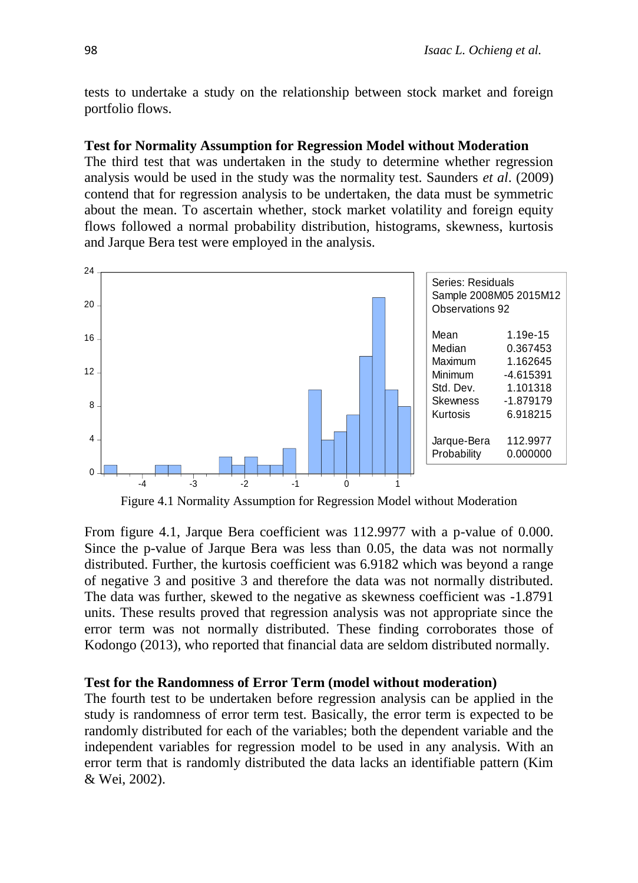tests to undertake a study on the relationship between stock market and foreign portfolio flows.

**Test for Normality Assumption for Regression Model without Moderation**

The third test that was undertaken in the study to determine whether regression analysis would be used in the study was the normality test. Saunders *et al*. (2009) contend that for regression analysis to be undertaken, the data must be symmetric about the mean. To ascertain whether, stock market volatility and foreign equity flows followed a normal probability distribution, histograms, skewness, kurtosis and Jarque Bera test were employed in the analysis.

| Series: Residuals | |
|---|---|
| Sample 2008M05 2015M12 | |
| Observations 92 | |
| Mean | 1.19e-15 |
| Median | 0.367453 |
| Maximum | 1.162645 |
| Minimum | -4.615391 |
| Std. Dev. | 1.101318 |
| Skewness | -1.879179 |
| Kurtosis | 6.918215 |
| Jarque-Bera | 112.9977 |
| Probability | 0.000000 |

Figure 4.1 Normality Assumption for Regression Model without Moderation

From figure 4.1, Jarque Bera coefficient was 112.9977 with a p-value of 0.000. Since the p-value of Jarque Bera was less than 0.05, the data was not normally distributed. Further, the kurtosis coefficient was 6.9182 which was beyond a range of negative 3 and positive 3 and therefore the data was not normally distributed. The data was further, skewed to the negative as skewness coefficient was -1.8791 units. These results proved that regression analysis was not appropriate since the error term was not normally distributed. These finding corroborates those of Kodongo (2013), who reported that financial data are seldom distributed normally.

**Test for the Randomness of Error Term (model without moderation)**

The fourth test to be undertaken before regression analysis can be applied in the study is randomness of error term test. Basically, the error term is expected to be randomly distributed for each of the variables; both the dependent variable and the independent variables for regression model to be used in any analysis. With an error term that is randomly distributed the data lacks an identifiable pattern (Kim & Wei, 2002).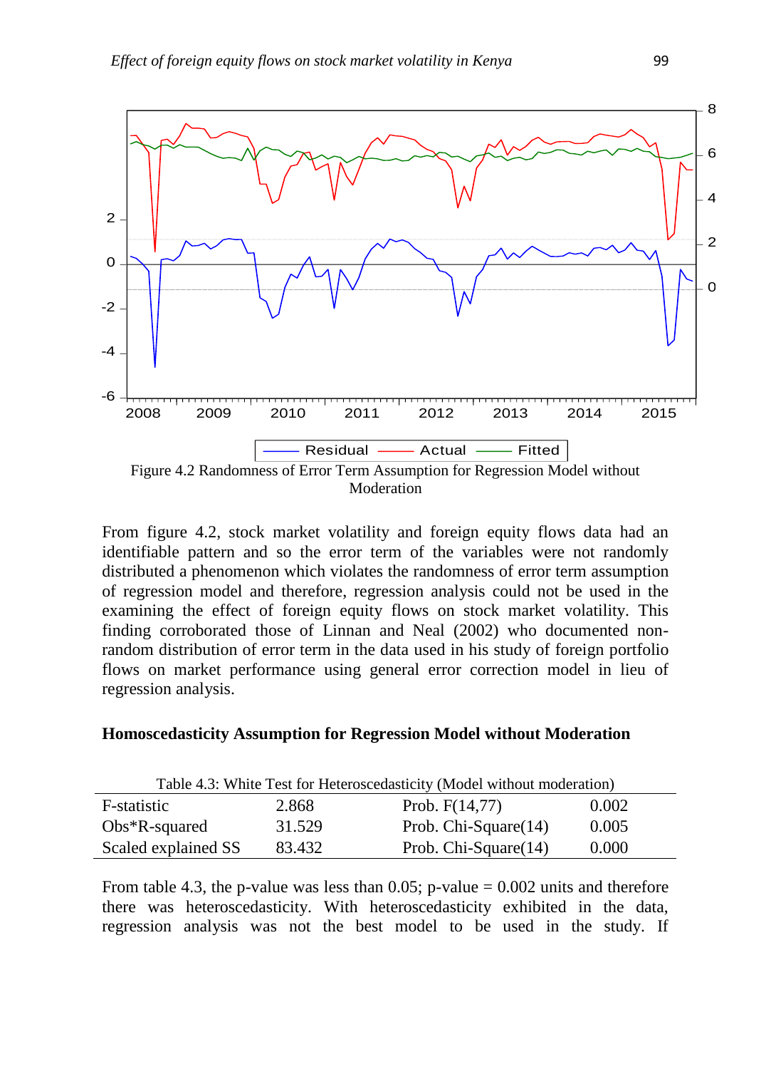Figure 4.2 Randomness of Error Term Assumption for Regression Model without Moderation

From figure 4.2, stock market volatility and foreign equity flows data had an identifiable pattern and so the error term of the variables were not randomly distributed a phenomenon which violates the randomness of error term assumption of regression model and therefore, regression analysis could not be used in the examining the effect of foreign equity flows on stock market volatility. This finding corroborated those of Linnan and Neal (2002) who documented non-random distribution of error term in the data used in his study of foreign portfolio flows on market performance using general error correction model in lieu of regression analysis.

**Homoscedasticity Assumption for Regression Model without Moderation**

Table 4.3: White Test for Heteroscedasticity (Model without moderation)

| | | | |
|---|---|---|---|
| F-statistic | 2.868 | Prob. F(14,77) | 0.002 |
| Obs*R-squared | 31.529 | Prob. Chi-Square(14) | 0.005 |
| Scaled explained SS | 83.432 | Prob. Chi-Square(14) | 0.000 |

From table 4.3, the p-value was less than 0.05; p-value = 0.002 units and therefore there was heteroscedasticity. With heteroscedasticity exhibited in the data, regression analysis was not the best model to be used in the study. If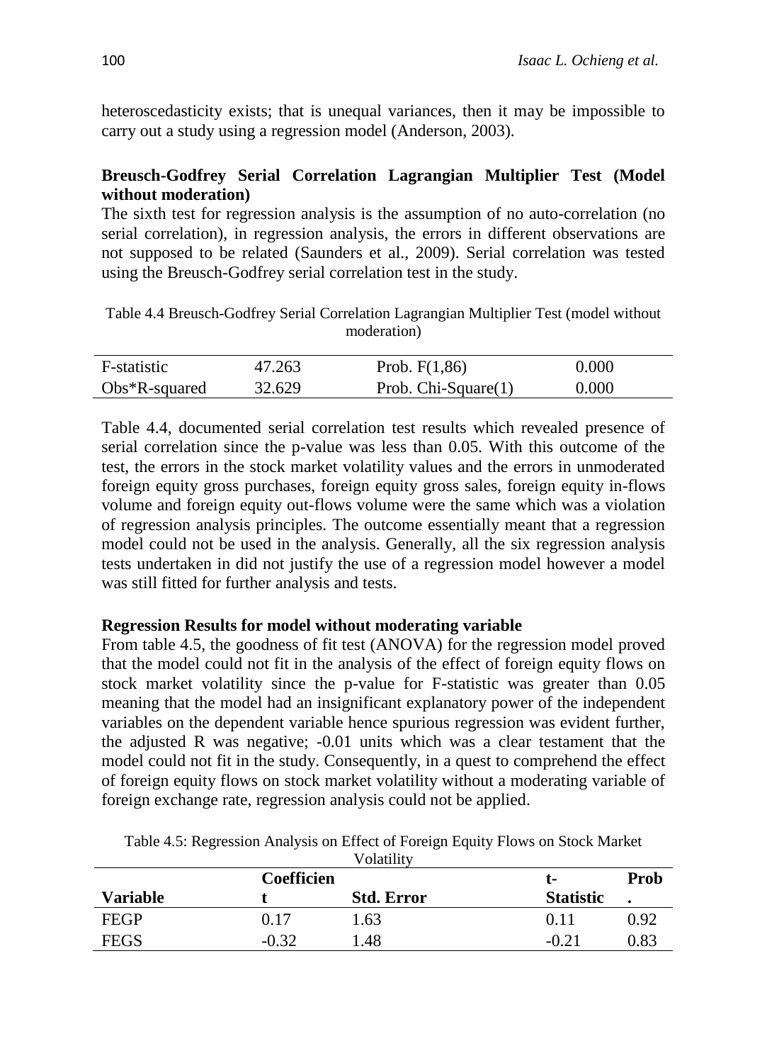heteroscedasticity exists; that is unequal variances, then it may be impossible to carry out a study using a regression model (Anderson, 2003).

### Breusch-Godfrey Serial Correlation Lagrangian Multiplier Test (Model without moderation)

The sixth test for regression analysis is the assumption of no auto-correlation (no serial correlation), in regression analysis, the errors in different observations are not supposed to be related (Saunders et al., 2009). Serial correlation was tested using the Breusch-Godfrey serial correlation test in the study.

Table 4.4 Breusch-Godfrey Serial Correlation Lagrangian Multiplier Test (model without moderation)

| F-statistic | 47.263 | Prob. F(1,86) | 0.000 |
|---|---|---|---|
| Obs*R-squared | 32.629 | Prob. Chi-Square(1) | 0.000 |

Table 4.4, documented serial correlation test results which revealed presence of serial correlation since the p-value was less than 0.05. With this outcome of the test, the errors in the stock market volatility values and the errors in unmoderated foreign equity gross purchases, foreign equity gross sales, foreign equity in-flows volume and foreign equity out-flows volume were the same which was a violation of regression analysis principles. The outcome essentially meant that a regression model could not be used in the analysis. Generally, all the six regression analysis tests undertaken in did not justify the use of a regression model however a model was still fitted for further analysis and tests.

### Regression Results for model without moderating variable

From table 4.5, the goodness of fit test (ANOVA) for the regression model proved that the model could not fit in the analysis of the effect of foreign equity flows on stock market volatility since the p-value for F-statistic was greater than 0.05 meaning that the model had an insignificant explanatory power of the independent variables on the dependent variable hence spurious regression was evident further, the adjusted R was negative; -0.01 units which was a clear testament that the model could not fit in the study. Consequently, in a quest to comprehend the effect of foreign equity flows on stock market volatility without a moderating variable of foreign exchange rate, regression analysis could not be applied.

Table 4.5: Regression Analysis on Effect of Foreign Equity Flows on Stock Market Volatility

| Variable | Coefficient | Std. Error | t-Statistic | Prob. |
|---|---|---|---|---|
| FEGP | 0.17 | 1.63 | 0.11 | 0.92 |
| FEGS | -0.32 | 1.48 | -0.21 | 0.83 |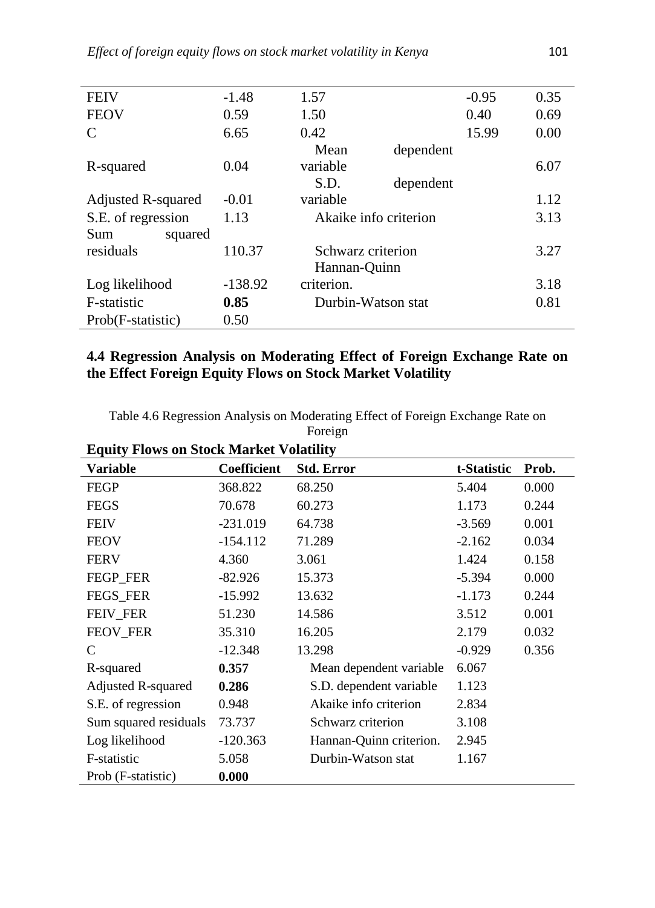| FEIV | -1.48 | 1.57 | -0.95 | 0.35 |
|---|---|---|---|---|
| FEOV | 0.59 | 1.50 | 0.40 | 0.69 |
| C | 6.65 | 0.42 | 15.99 | 0.00 |
| R-squared | 0.04 | Mean dependent variable | | 6.07 |
| Adjusted R-squared | -0.01 | S.D. dependent variable | | 1.12 |
| S.E. of regression | 1.13 | Akaike info criterion | | 3.13 |
| Sum squared residuals | 110.37 | Schwarz criterion | | 3.27 |
| Log likelihood | -138.92 | Hannan-Quinn criterion. | | 3.18 |
| F-statistic | **0.85** | Durbin-Watson stat | | 0.81 |
| Prob(F-statistic) | 0.50 | | | |

### 4.4 Regression Analysis on Moderating Effect of Foreign Exchange Rate on the Effect Foreign Equity Flows on Stock Market Volatility

Table 4.6 Regression Analysis on Moderating Effect of Foreign Exchange Rate on Foreign **Equity Flows on Stock Market Volatility**

| Variable | Coefficient | Std. Error | t-Statistic | Prob. |
|---|---|---|---|---|
| FEGP | 368.822 | 68.250 | 5.404 | 0.000 |
| FEGS | 70.678 | 60.273 | 1.173 | 0.244 |
| FEIV | -231.019 | 64.738 | -3.569 | 0.001 |
| FEOV | -154.112 | 71.289 | -2.162 | 0.034 |
| FERV | 4.360 | 3.061 | 1.424 | 0.158 |
| FEGP_FER | -82.926 | 15.373 | -5.394 | 0.000 |
| FEGS_FER | -15.992 | 13.632 | -1.173 | 0.244 |
| FEIV_FER | 51.230 | 14.586 | 3.512 | 0.001 |
| FEOV_FER | 35.310 | 16.205 | 2.179 | 0.032 |
| C | -12.348 | 13.298 | -0.929 | 0.356 |
| R-squared | **0.357** | Mean dependent variable | 6.067 | |
| Adjusted R-squared | **0.286** | S.D. dependent variable | 1.123 | |
| S.E. of regression | 0.948 | Akaike info criterion | 2.834 | |
| Sum squared residuals | 73.737 | Schwarz criterion | 3.108 | |
| Log likelihood | -120.363 | Hannan-Quinn criterion. | 2.945 | |
| F-statistic | 5.058 | Durbin-Watson stat | 1.167 | |
| Prob (F-statistic) | **0.000** | | | |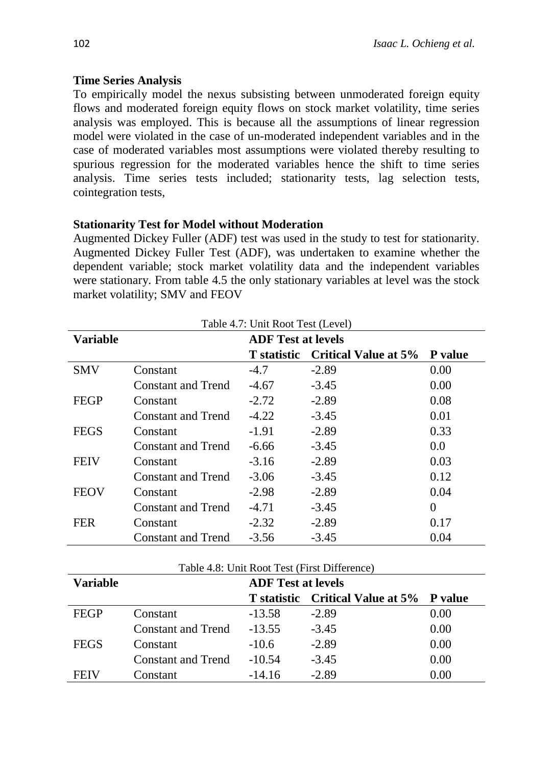**Time Series Analysis**

To empirically model the nexus subsisting between unmoderated foreign equity flows and moderated foreign equity flows on stock market volatility, time series analysis was employed. This is because all the assumptions of linear regression model were violated in the case of un-moderated independent variables and in the case of moderated variables most assumptions were violated thereby resulting to spurious regression for the moderated variables hence the shift to time series analysis. Time series tests included; stationarity tests, lag selection tests, cointegration tests,

**Stationarity Test for Model without Moderation**

Augmented Dickey Fuller (ADF) test was used in the study to test for stationarity. Augmented Dickey Fuller Test (ADF), was undertaken to examine whether the dependent variable; stock market volatility data and the independent variables were stationary. From table 4.5 the only stationary variables at level was the stock market volatility; SMV and FEOV

Table 4.7: Unit Root Test (Level)

| **Variable** | | **ADF Test at levels** | | |
|---|---|---|---|---|
| | | **T statistic** | **Critical Value at 5%** | **P value** |
| SMV | Constant | -4.7 | -2.89 | 0.00 |
| | Constant and Trend | -4.67 | -3.45 | 0.00 |
| FEGP | Constant | -2.72 | -2.89 | 0.08 |
| | Constant and Trend | -4.22 | -3.45 | 0.01 |
| FEGS | Constant | -1.91 | -2.89 | 0.33 |
| | Constant and Trend | -6.66 | -3.45 | 0.0 |
| FEIV | Constant | -3.16 | -2.89 | 0.03 |
| | Constant and Trend | -3.06 | -3.45 | 0.12 |
| FEOV | Constant | -2.98 | -2.89 | 0.04 |
| | Constant and Trend | -4.71 | -3.45 | 0 |
| FER | Constant | -2.32 | -2.89 | 0.17 |
| | Constant and Trend | -3.56 | -3.45 | 0.04 |

Table 4.8: Unit Root Test (First Difference)

| **Variable** | | **ADF Test at levels** | | |
|---|---|---|---|---|
| | | **T statistic** | **Critical Value at 5%** | **P value** |
| FEGP | Constant | -13.58 | -2.89 | 0.00 |
| | Constant and Trend | -13.55 | -3.45 | 0.00 |
| FEGS | Constant | -10.6 | -2.89 | 0.00 |
| | Constant and Trend | -10.54 | -3.45 | 0.00 |
| FEIV | Constant | -14.16 | -2.89 | 0.00 |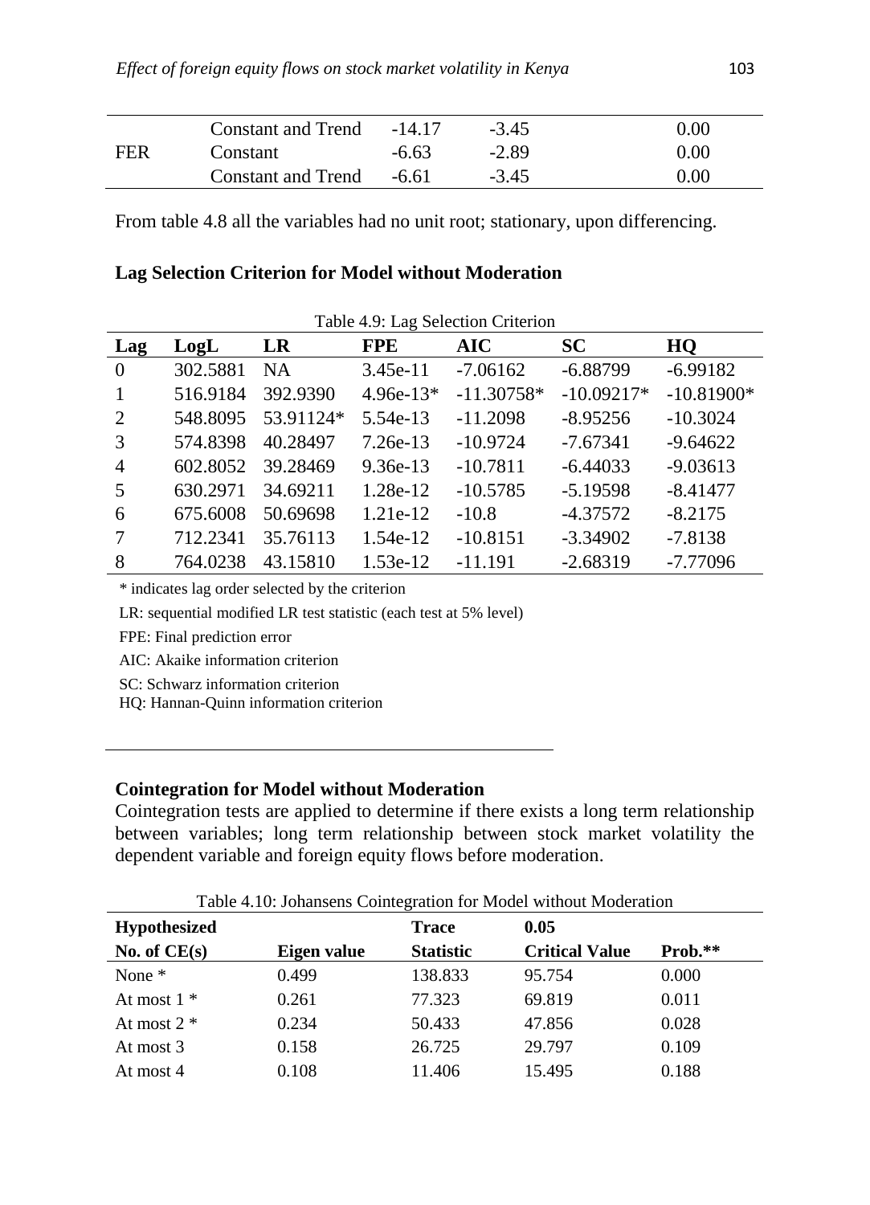| | Constant and Trend | -14.17 | -3.45 | 0.00 |
|---|---|---|---|---|
| FER | Constant | -6.63 | -2.89 | 0.00 |
| | Constant and Trend | -6.61 | -3.45 | 0.00 |

From table 4.8 all the variables had no unit root; stationary, upon differencing.

**Lag Selection Criterion for Model without Moderation**

Table 4.9: Lag Selection Criterion

| Lag | LogL | LR | FPE | AIC | SC | HQ |
|---|---|---|---|---|---|---|
| 0 | 302.5881 | NA | 3.45e-11 | -7.06162 | -6.88799 | -6.99182 |
| 1 | 516.9184 | 392.9390 | 4.96e-13* | -11.30758* | -10.09217* | -10.81900* |
| 2 | 548.8095 | 53.91124* | 5.54e-13 | -11.2098 | -8.95256 | -10.3024 |
| 3 | 574.8398 | 40.28497 | 7.26e-13 | -10.9724 | -7.67341 | -9.64622 |
| 4 | 602.8052 | 39.28469 | 9.36e-13 | -10.7811 | -6.44033 | -9.03613 |
| 5 | 630.2971 | 34.69211 | 1.28e-12 | -10.5785 | -5.19598 | -8.41477 |
| 6 | 675.6008 | 50.69698 | 1.21e-12 | -10.8 | -4.37572 | -8.2175 |
| 7 | 712.2341 | 35.76113 | 1.54e-12 | -10.8151 | -3.34902 | -7.8138 |
| 8 | 764.0238 | 43.15810 | 1.53e-12 | -11.191 | -2.68319 | -7.77096 |

* indicates lag order selected by the criterion

LR: sequential modified LR test statistic (each test at 5% level)

FPE: Final prediction error

AIC: Akaike information criterion

SC: Schwarz information criterion

HQ: Hannan-Quinn information criterion

**Cointegration for Model without Moderation**

Cointegration tests are applied to determine if there exists a long term relationship between variables; long term relationship between stock market volatility the dependent variable and foreign equity flows before moderation.

Table 4.10: Johansens Cointegration for Model without Moderation

| Hypothesized No. of CE(s) | Eigen value | Trace Statistic | 0.05 Critical Value | Prob.** |
|---|---|---|---|---|
| None * | 0.499 | 138.833 | 95.754 | 0.000 |
| At most 1 * | 0.261 | 77.323 | 69.819 | 0.011 |
| At most 2 * | 0.234 | 50.433 | 47.856 | 0.028 |
| At most 3 | 0.158 | 26.725 | 29.797 | 0.109 |
| At most 4 | 0.108 | 11.406 | 15.495 | 0.188 |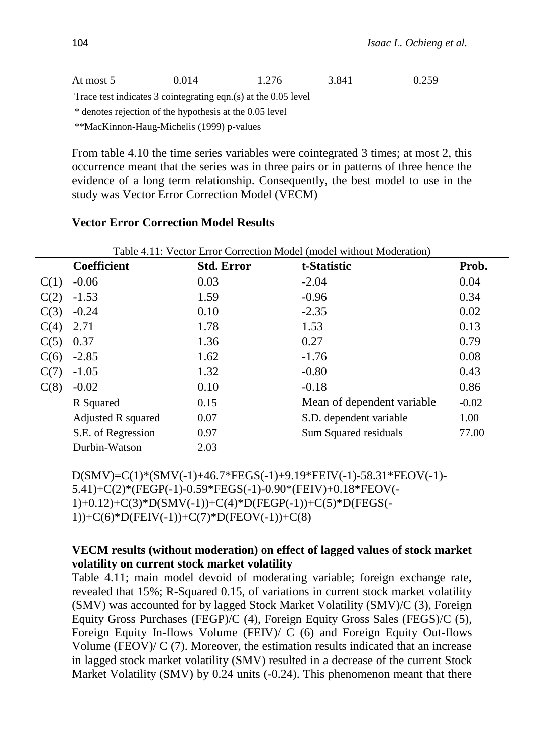| At most 5 | 0.014 | 1.276 | 3.841 | 0.259 |
|---|---|---|---|---|

Trace test indicates 3 cointegrating eqn.(s) at the 0.05 level

* denotes rejection of the hypothesis at the 0.05 level

**MacKinnon-Haug-Michelis (1999) p-values

From table 4.10 the time series variables were cointegrated 3 times; at most 2, this occurrence meant that the series was in three pairs or in patterns of three hence the evidence of a long term relationship. Consequently, the best model to use in the study was Vector Error Correction Model (VECM)

**Vector Error Correction Model Results**

Table 4.11: Vector Error Correction Model (model without Moderation)

| | Coefficient | Std. Error | t-Statistic | Prob. |
|---|---|---|---|---|
| C(1) | -0.06 | 0.03 | -2.04 | 0.04 |
| C(2) | -1.53 | 1.59 | -0.96 | 0.34 |
| C(3) | -0.24 | 0.10 | -2.35 | 0.02 |
| C(4) | 2.71 | 1.78 | 1.53 | 0.13 |
| C(5) | 0.37 | 1.36 | 0.27 | 0.79 |
| C(6) | -2.85 | 1.62 | -1.76 | 0.08 |
| C(7) | -1.05 | 1.32 | -0.80 | 0.43 |
| C(8) | -0.02 | 0.10 | -0.18 | 0.86 |
| | R Squared | 0.15 | Mean of dependent variable | -0.02 |
| | Adjusted R squared | 0.07 | S.D. dependent variable | 1.00 |
| | S.E. of Regression | 0.97 | Sum Squared residuals | 77.00 |
| | Durbin-Watson | 2.03 | | |

D(SMV)=C(1)*(SMV(-1)+46.7*FEGS(-1)+9.19*FEIV(-1)-58.31*FEOV(-1)-5.41)+C(2)*(FEGP(-1)-0.59*FEGS(-1)-0.90*(FEIV)+0.18*FEOV(-1)+0.12)+C(3)*D(SMV(-1))+C(4)*D(FEGP(-1))+C(5)*D(FEGS(-1))+C(6)*D(FEIV(-1))+C(7)*D(FEOV(-1))+C(8)

**VECM results (without moderation) on effect of lagged values of stock market volatility on current stock market volatility**

Table 4.11; main model devoid of moderating variable; foreign exchange rate, revealed that 15%; R-Squared 0.15, of variations in current stock market volatility (SMV) was accounted for by lagged Stock Market Volatility (SMV)/C (3), Foreign Equity Gross Purchases (FEGP)/C (4), Foreign Equity Gross Sales (FEGS)/C (5), Foreign Equity In-flows Volume (FEIV)/ C (6) and Foreign Equity Out-flows Volume (FEOV)/ C (7). Moreover, the estimation results indicated that an increase in lagged stock market volatility (SMV) resulted in a decrease of the current Stock Market Volatility (SMV) by 0.24 units (-0.24). This phenomenon meant that there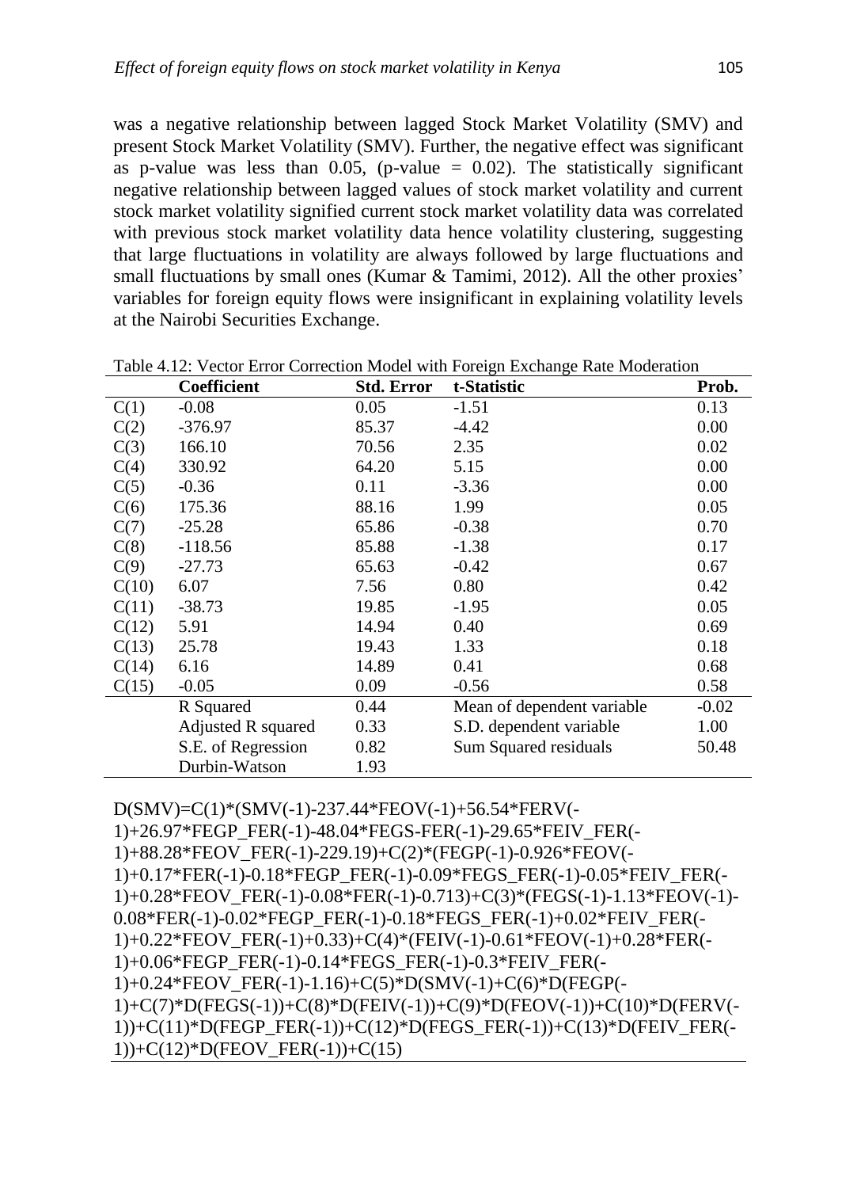was a negative relationship between lagged Stock Market Volatility (SMV) and present Stock Market Volatility (SMV). Further, the negative effect was significant as p-value was less than 0.05, (p-value = 0.02). The statistically significant negative relationship between lagged values of stock market volatility and current stock market volatility signified current stock market volatility data was correlated with previous stock market volatility data hence volatility clustering, suggesting that large fluctuations in volatility are always followed by large fluctuations and small fluctuations by small ones (Kumar & Tamimi, 2012). All the other proxies' variables for foreign equity flows were insignificant in explaining volatility levels at the Nairobi Securities Exchange.

Table 4.12: Vector Error Correction Model with Foreign Exchange Rate Moderation

| | Coefficient | Std. Error | t-Statistic | Prob. |
|---|---|---|---|---|
| C(1) | -0.08 | 0.05 | -1.51 | 0.13 |
| C(2) | -376.97 | 85.37 | -4.42 | 0.00 |
| C(3) | 166.10 | 70.56 | 2.35 | 0.02 |
| C(4) | 330.92 | 64.20 | 5.15 | 0.00 |
| C(5) | -0.36 | 0.11 | -3.36 | 0.00 |
| C(6) | 175.36 | 88.16 | 1.99 | 0.05 |
| C(7) | -25.28 | 65.86 | -0.38 | 0.70 |
| C(8) | -118.56 | 85.88 | -1.38 | 0.17 |
| C(9) | -27.73 | 65.63 | -0.42 | 0.67 |
| C(10) | 6.07 | 7.56 | 0.80 | 0.42 |
| C(11) | -38.73 | 19.85 | -1.95 | 0.05 |
| C(12) | 5.91 | 14.94 | 0.40 | 0.69 |
| C(13) | 25.78 | 19.43 | 1.33 | 0.18 |
| C(14) | 6.16 | 14.89 | 0.41 | 0.68 |
| C(15) | -0.05 | 0.09 | -0.56 | 0.58 |
| | R Squared | 0.44 | Mean of dependent variable | -0.02 |
| | Adjusted R squared | 0.33 | S.D. dependent variable | 1.00 |
| | S.E. of Regression | 0.82 | Sum Squared residuals | 50.48 |
| | Durbin-Watson | 1.93 | | |

D(SMV)=C(1)*(SMV(-1)-237.44*FEOV(-1)+56.54*FERV(-1)+26.97*FEGP_FER(-1)-48.04*FEGS-FER(-1)-29.65*FEIV_FER(-1)+88.28*FEOV_FER(-1)-229.19)+C(2)*(FEGP(-1)-0.926*FEOV(-1)+0.17*FER(-1)-0.18*FEGP_FER(-1)-0.09*FEGS_FER(-1)-0.05*FEIV_FER(-1)+0.28*FEOV_FER(-1)-0.08*FER(-1)-0.713)+C(3)*(FEGS(-1)-1.13*FEOV(-1)-0.08*FER(-1)-0.02*FEGP_FER(-1)-0.18*FEGS_FER(-1)+0.02*FEIV_FER(-1)+0.22*FEOV_FER(-1)+0.33)+C(4)*(FEIV(-1)-0.61*FEOV(-1)+0.28*FER(-1)+0.06*FEGP_FER(-1)-0.14*FEGS_FER(-1)-0.3*FEIV_FER(-1)+0.24*FEOV_FER(-1)-1.16)+C(5)*D(SMV(-1)+C(6)*D(FEGP(-1)+C(7)*D(FEGS(-1))+C(8)*D(FEIV(-1))+C(9)*D(FEOV(-1))+C(10)*D(FERV(-1))+C(11)*D(FEGP_FER(-1))+C(12)*D(FEGS_FER(-1))+C(13)*D(FEIV_FER(-1))+C(12)*D(FEOV_FER(-1))+C(15)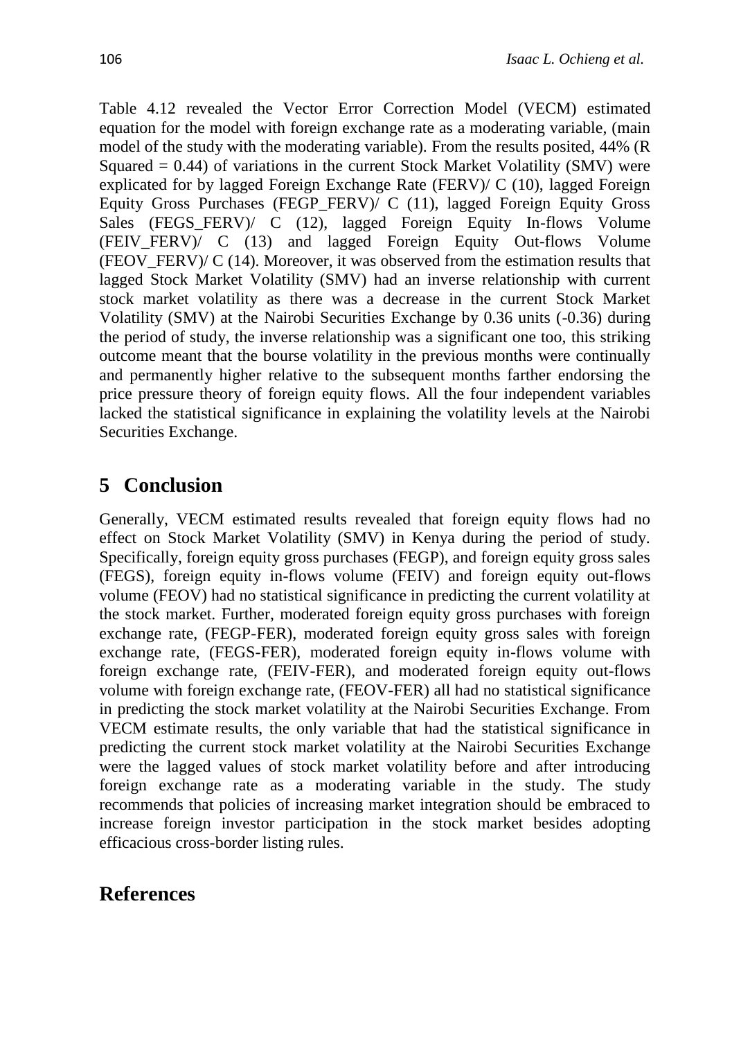Table 4.12 revealed the Vector Error Correction Model (VECM) estimated equation for the model with foreign exchange rate as a moderating variable, (main model of the study with the moderating variable). From the results posited, 44% (R Squared = 0.44) of variations in the current Stock Market Volatility (SMV) were explicated for by lagged Foreign Exchange Rate (FERV)/ C (10), lagged Foreign Equity Gross Purchases (FEGP_FERV)/ C (11), lagged Foreign Equity Gross Sales (FEGS_FERV)/ C (12), lagged Foreign Equity In-flows Volume (FEIV_FERV)/ C (13) and lagged Foreign Equity Out-flows Volume (FEOV_FERV)/ C (14). Moreover, it was observed from the estimation results that lagged Stock Market Volatility (SMV) had an inverse relationship with current stock market volatility as there was a decrease in the current Stock Market Volatility (SMV) at the Nairobi Securities Exchange by 0.36 units (-0.36) during the period of study, the inverse relationship was a significant one too, this striking outcome meant that the bourse volatility in the previous months were continually and permanently higher relative to the subsequent months farther endorsing the price pressure theory of foreign equity flows. All the four independent variables lacked the statistical significance in explaining the volatility levels at the Nairobi Securities Exchange.

## 5 Conclusion

Generally, VECM estimated results revealed that foreign equity flows had no effect on Stock Market Volatility (SMV) in Kenya during the period of study. Specifically, foreign equity gross purchases (FEGP), and foreign equity gross sales (FEGS), foreign equity in-flows volume (FEIV) and foreign equity out-flows volume (FEOV) had no statistical significance in predicting the current volatility at the stock market. Further, moderated foreign equity gross purchases with foreign exchange rate, (FEGP-FER), moderated foreign equity gross sales with foreign exchange rate, (FEGS-FER), moderated foreign equity in-flows volume with foreign exchange rate, (FEIV-FER), and moderated foreign equity out-flows volume with foreign exchange rate, (FEOV-FER) all had no statistical significance in predicting the stock market volatility at the Nairobi Securities Exchange. From VECM estimate results, the only variable that had the statistical significance in predicting the current stock market volatility at the Nairobi Securities Exchange were the lagged values of stock market volatility before and after introducing foreign exchange rate as a moderating variable in the study. The study recommends that policies of increasing market integration should be embraced to increase foreign investor participation in the stock market besides adopting efficacious cross-border listing rules.

## References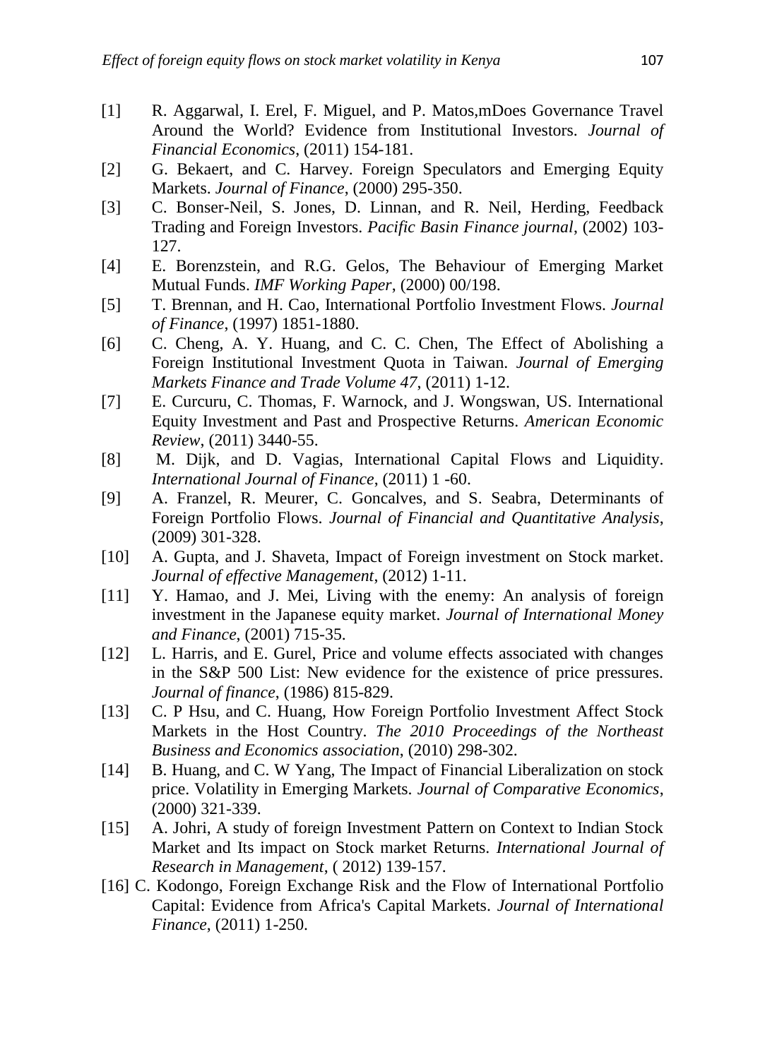[1] R. Aggarwal, I. Erel, F. Miguel, and P. Matos,mDoes Governance Travel Around the World? Evidence from Institutional Investors. *Journal of Financial Economics*, (2011) 154-181.

[2] G. Bekaert, and C. Harvey. Foreign Speculators and Emerging Equity Markets. *Journal of Finance*, (2000) 295-350.

[3] C. Bonser-Neil, S. Jones, D. Linnan, and R. Neil, Herding, Feedback Trading and Foreign Investors. *Pacific Basin Finance journal*, (2002) 103-127.

[4] E. Borenzstein, and R.G. Gelos, The Behaviour of Emerging Market Mutual Funds. *IMF Working Paper*, (2000) 00/198.

[5] T. Brennan, and H. Cao, International Portfolio Investment Flows. *Journal of Finance*, (1997) 1851-1880.

[6] C. Cheng, A. Y. Huang, and C. C. Chen, The Effect of Abolishing a Foreign Institutional Investment Quota in Taiwan. *Journal of Emerging Markets Finance and Trade Volume 47*, (2011) 1-12.

[7] E. Curcuru, C. Thomas, F. Warnock, and J. Wongswan, US. International Equity Investment and Past and Prospective Returns. *American Economic Review*, (2011) 3440-55.

[8] M. Dijk, and D. Vagias, International Capital Flows and Liquidity. *International Journal of Finance*, (2011) 1 -60.

[9] A. Franzel, R. Meurer, C. Goncalves, and S. Seabra, Determinants of Foreign Portfolio Flows. *Journal of Financial and Quantitative Analysis*, (2009) 301-328.

[10] A. Gupta, and J. Shaveta, Impact of Foreign investment on Stock market. *Journal of effective Management*, (2012) 1-11.

[11] Y. Hamao, and J. Mei, Living with the enemy: An analysis of foreign investment in the Japanese equity market. *Journal of International Money and Finance*, (2001) 715-35.

[12] L. Harris, and E. Gurel, Price and volume effects associated with changes in the S&P 500 List: New evidence for the existence of price pressures. *Journal of finance*, (1986) 815-829.

[13] C. P Hsu, and C. Huang, How Foreign Portfolio Investment Affect Stock Markets in the Host Country. *The 2010 Proceedings of the Northeast Business and Economics association*, (2010) 298-302.

[14] B. Huang, and C. W Yang, The Impact of Financial Liberalization on stock price. Volatility in Emerging Markets. *Journal of Comparative Economics*, (2000) 321-339.

[15] A. Johri, A study of foreign Investment Pattern on Context to Indian Stock Market and Its impact on Stock market Returns. *International Journal of Research in Management*, ( 2012) 139-157.

[16] C. Kodongo, Foreign Exchange Risk and the Flow of International Portfolio Capital: Evidence from Africa's Capital Markets. *Journal of International Finance*, (2011) 1-250.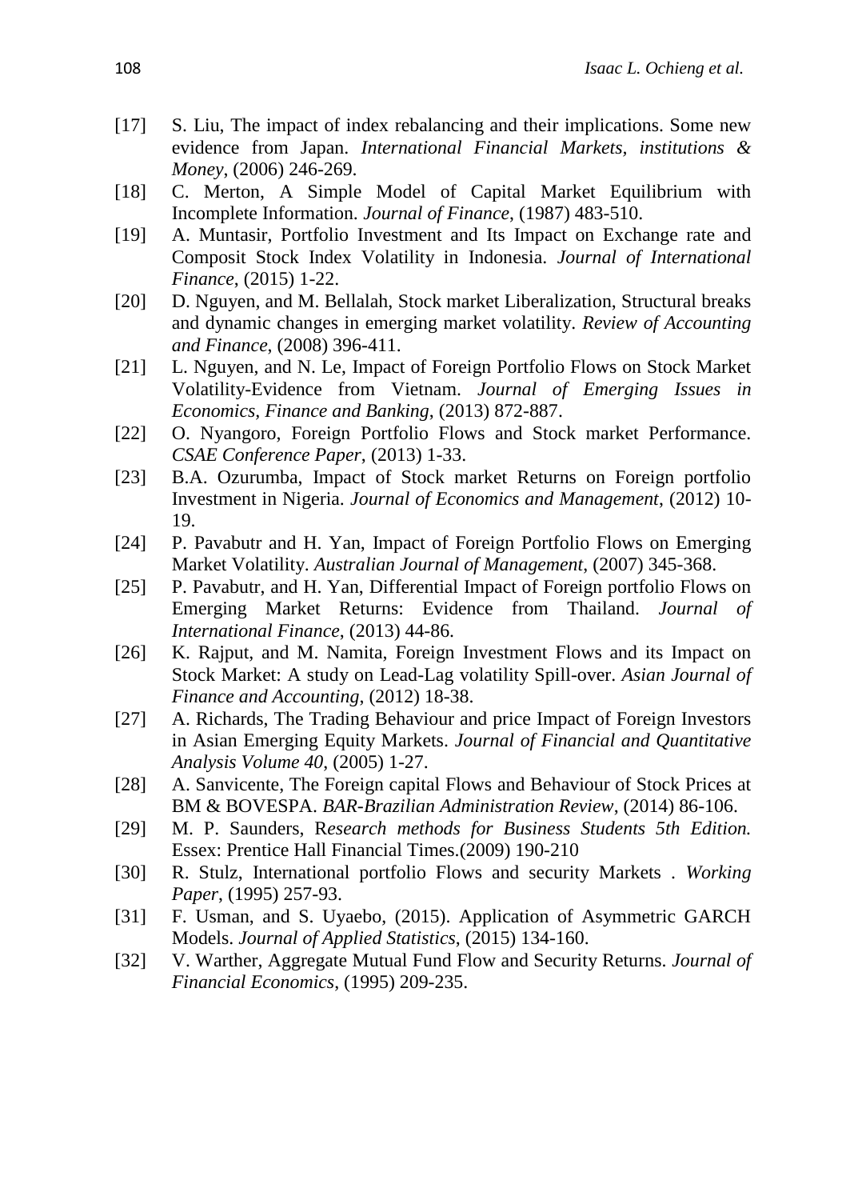[17] S. Liu, The impact of index rebalancing and their implications. Some new evidence from Japan. *International Financial Markets, institutions & Money*, (2006) 246-269.

[18] C. Merton, A Simple Model of Capital Market Equilibrium with Incomplete Information. *Journal of Finance*, (1987) 483-510.

[19] A. Muntasir, Portfolio Investment and Its Impact on Exchange rate and Composit Stock Index Volatility in Indonesia. *Journal of International Finance*, (2015) 1-22.

[20] D. Nguyen, and M. Bellalah, Stock market Liberalization, Structural breaks and dynamic changes in emerging market volatility. *Review of Accounting and Finance*, (2008) 396-411.

[21] L. Nguyen, and N. Le, Impact of Foreign Portfolio Flows on Stock Market Volatility-Evidence from Vietnam. *Journal of Emerging Issues in Economics, Finance and Banking*, (2013) 872-887.

[22] O. Nyangoro, Foreign Portfolio Flows and Stock market Performance. *CSAE Conference Paper*, (2013) 1-33.

[23] B.A. Ozurumba, Impact of Stock market Returns on Foreign portfolio Investment in Nigeria. *Journal of Economics and Management*, (2012) 10-19.

[24] P. Pavabutr and H. Yan, Impact of Foreign Portfolio Flows on Emerging Market Volatility. *Australian Journal of Management*, (2007) 345-368.

[25] P. Pavabutr, and H. Yan, Differential Impact of Foreign portfolio Flows on Emerging Market Returns: Evidence from Thailand. *Journal of International Finance*, (2013) 44-86.

[26] K. Rajput, and M. Namita, Foreign Investment Flows and its Impact on Stock Market: A study on Lead-Lag volatility Spill-over. *Asian Journal of Finance and Accounting*, (2012) 18-38.

[27] A. Richards, The Trading Behaviour and price Impact of Foreign Investors in Asian Emerging Equity Markets. *Journal of Financial and Quantitative Analysis Volume 40*, (2005) 1-27.

[28] A. Sanvicente, The Foreign capital Flows and Behaviour of Stock Prices at BM & BOVESPA. *BAR-Brazilian Administration Review*, (2014) 86-106.

[29] M. P. Saunders, R*esearch methods for Business Students 5th Edition.* Essex: Prentice Hall Financial Times.(2009) 190-210

[30] R. Stulz, International portfolio Flows and security Markets . *Working Paper*, (1995) 257-93.

[31] F. Usman, and S. Uyaebo, (2015). Application of Asymmetric GARCH Models. *Journal of Applied Statistics*, (2015) 134-160.

[32] V. Warther, Aggregate Mutual Fund Flow and Security Returns. *Journal of Financial Economics*, (1995) 209-235.